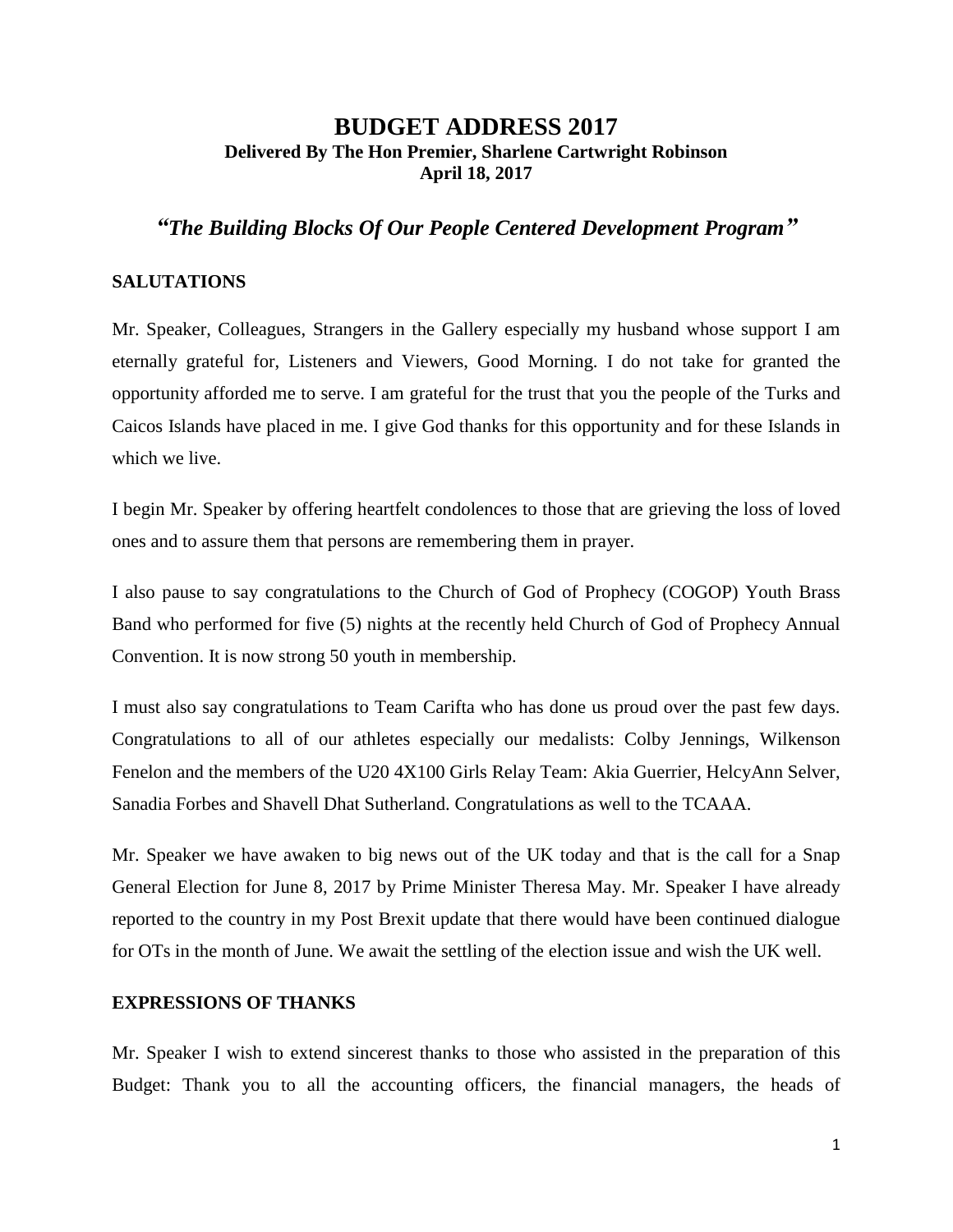# BUDGET ADDRESS 2017

**Delivered By The Hon Premier, Sharlene Cartwright Robinson**
**April 18, 2017**

## *"The Building Blocks Of Our People Centered Development Program"*

### SALUTATIONS

Mr. Speaker, Colleagues, Strangers in the Gallery especially my husband whose support I am eternally grateful for, Listeners and Viewers, Good Morning. I do not take for granted the opportunity afforded me to serve. I am grateful for the trust that you the people of the Turks and Caicos Islands have placed in me. I give God thanks for this opportunity and for these Islands in which we live.

I begin Mr. Speaker by offering heartfelt condolences to those that are grieving the loss of loved ones and to assure them that persons are remembering them in prayer.

I also pause to say congratulations to the Church of God of Prophecy (COGOP) Youth Brass Band who performed for five (5) nights at the recently held Church of God of Prophecy Annual Convention. It is now strong 50 youth in membership.

I must also say congratulations to Team Carifta who has done us proud over the past few days. Congratulations to all of our athletes especially our medalists: Colby Jennings, Wilkenson Fenelon and the members of the U20 4X100 Girls Relay Team: Akia Guerrier, HelcyAnn Selver, Sanadia Forbes and Shavell Dhat Sutherland. Congratulations as well to the TCAAA.

Mr. Speaker we have awaken to big news out of the UK today and that is the call for a Snap General Election for June 8, 2017 by Prime Minister Theresa May. Mr. Speaker I have already reported to the country in my Post Brexit update that there would have been continued dialogue for OTs in the month of June. We await the settling of the election issue and wish the UK well.

### EXPRESSIONS OF THANKS

Mr. Speaker I wish to extend sincerest thanks to those who assisted in the preparation of this Budget: Thank you to all the accounting officers, the financial managers, the heads of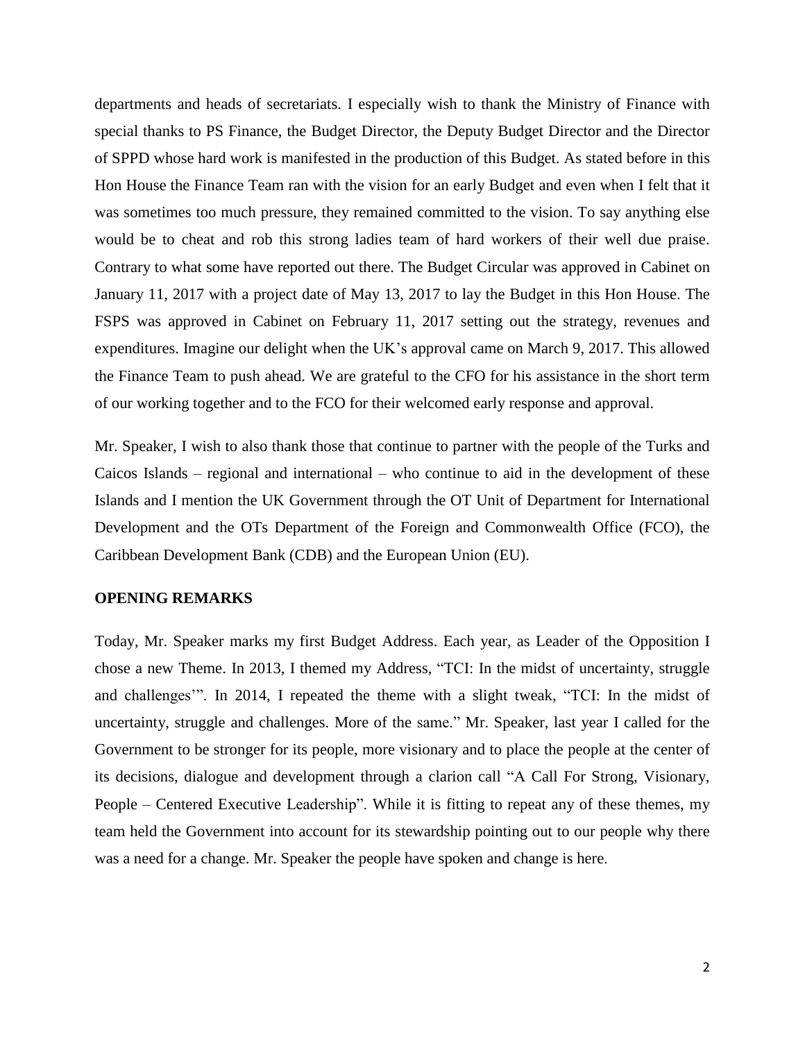departments and heads of secretariats. I especially wish to thank the Ministry of Finance with special thanks to PS Finance, the Budget Director, the Deputy Budget Director and the Director of SPPD whose hard work is manifested in the production of this Budget. As stated before in this Hon House the Finance Team ran with the vision for an early Budget and even when I felt that it was sometimes too much pressure, they remained committed to the vision. To say anything else would be to cheat and rob this strong ladies team of hard workers of their well due praise. Contrary to what some have reported out there. The Budget Circular was approved in Cabinet on January 11, 2017 with a project date of May 13, 2017 to lay the Budget in this Hon House. The FSPS was approved in Cabinet on February 11, 2017 setting out the strategy, revenues and expenditures. Imagine our delight when the UK's approval came on March 9, 2017. This allowed the Finance Team to push ahead. We are grateful to the CFO for his assistance in the short term of our working together and to the FCO for their welcomed early response and approval.

Mr. Speaker, I wish to also thank those that continue to partner with the people of the Turks and Caicos Islands – regional and international – who continue to aid in the development of these Islands and I mention the UK Government through the OT Unit of Department for International Development and the OTs Department of the Foreign and Commonwealth Office (FCO), the Caribbean Development Bank (CDB) and the European Union (EU).

**OPENING REMARKS**

Today, Mr. Speaker marks my first Budget Address. Each year, as Leader of the Opposition I chose a new Theme. In 2013, I themed my Address, "TCI: In the midst of uncertainty, struggle and challenges'". In 2014, I repeated the theme with a slight tweak, "TCI: In the midst of uncertainty, struggle and challenges. More of the same." Mr. Speaker, last year I called for the Government to be stronger for its people, more visionary and to place the people at the center of its decisions, dialogue and development through a clarion call "A Call For Strong, Visionary, People – Centered Executive Leadership". While it is fitting to repeat any of these themes, my team held the Government into account for its stewardship pointing out to our people why there was a need for a change. Mr. Speaker the people have spoken and change is here.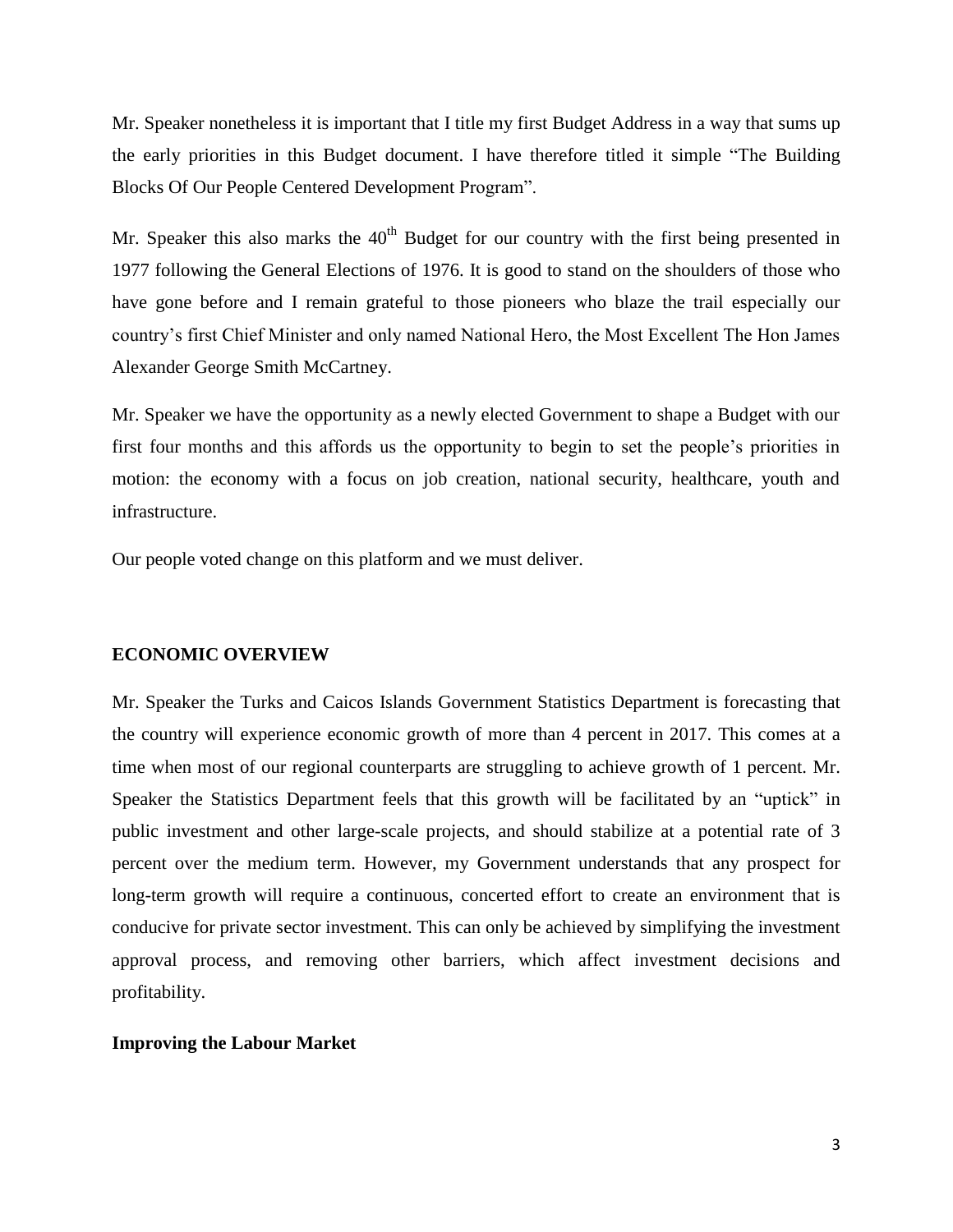Mr. Speaker nonetheless it is important that I title my first Budget Address in a way that sums up the early priorities in this Budget document. I have therefore titled it simple "The Building Blocks Of Our People Centered Development Program".

Mr. Speaker this also marks the 40th Budget for our country with the first being presented in 1977 following the General Elections of 1976. It is good to stand on the shoulders of those who have gone before and I remain grateful to those pioneers who blaze the trail especially our country's first Chief Minister and only named National Hero, the Most Excellent The Hon James Alexander George Smith McCartney.

Mr. Speaker we have the opportunity as a newly elected Government to shape a Budget with our first four months and this affords us the opportunity to begin to set the people's priorities in motion: the economy with a focus on job creation, national security, healthcare, youth and infrastructure.

Our people voted change on this platform and we must deliver.

## ECONOMIC OVERVIEW

Mr. Speaker the Turks and Caicos Islands Government Statistics Department is forecasting that the country will experience economic growth of more than 4 percent in 2017. This comes at a time when most of our regional counterparts are struggling to achieve growth of 1 percent. Mr. Speaker the Statistics Department feels that this growth will be facilitated by an "uptick" in public investment and other large-scale projects, and should stabilize at a potential rate of 3 percent over the medium term. However, my Government understands that any prospect for long-term growth will require a continuous, concerted effort to create an environment that is conducive for private sector investment. This can only be achieved by simplifying the investment approval process, and removing other barriers, which affect investment decisions and profitability.

### Improving the Labour Market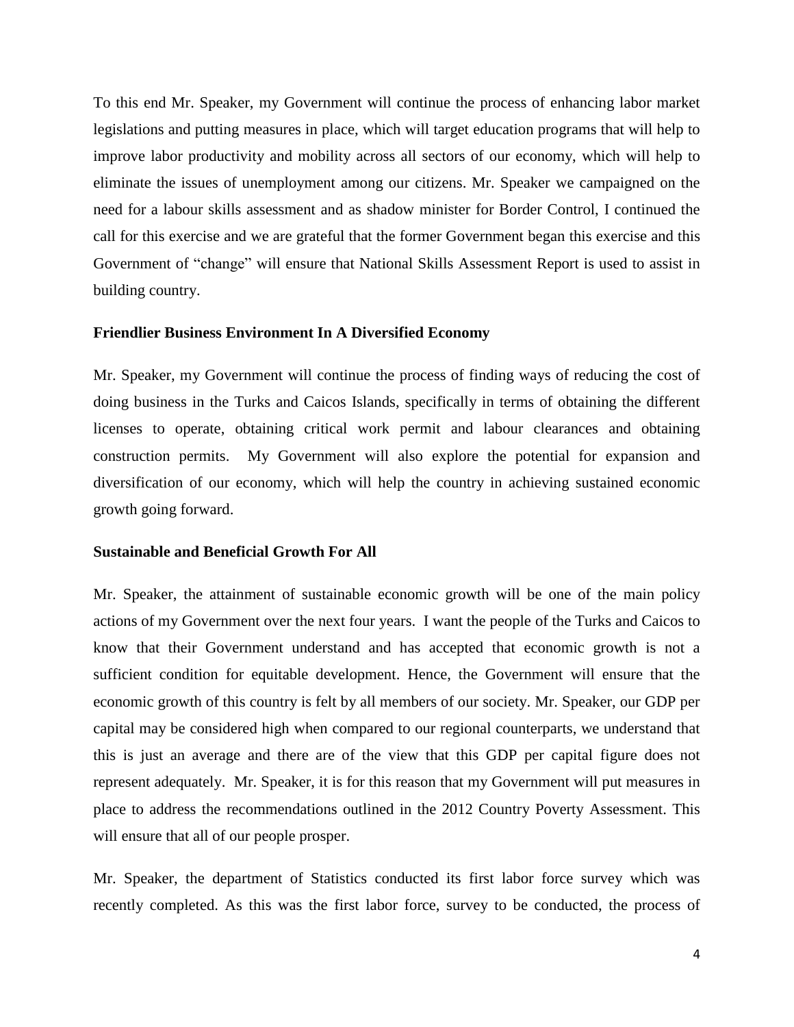To this end Mr. Speaker, my Government will continue the process of enhancing labor market legislations and putting measures in place, which will target education programs that will help to improve labor productivity and mobility across all sectors of our economy, which will help to eliminate the issues of unemployment among our citizens. Mr. Speaker we campaigned on the need for a labour skills assessment and as shadow minister for Border Control, I continued the call for this exercise and we are grateful that the former Government began this exercise and this Government of "change" will ensure that National Skills Assessment Report is used to assist in building country.

**Friendlier Business Environment In A Diversified Economy**

Mr. Speaker, my Government will continue the process of finding ways of reducing the cost of doing business in the Turks and Caicos Islands, specifically in terms of obtaining the different licenses to operate, obtaining critical work permit and labour clearances and obtaining construction permits. My Government will also explore the potential for expansion and diversification of our economy, which will help the country in achieving sustained economic growth going forward.

**Sustainable and Beneficial Growth For All**

Mr. Speaker, the attainment of sustainable economic growth will be one of the main policy actions of my Government over the next four years. I want the people of the Turks and Caicos to know that their Government understand and has accepted that economic growth is not a sufficient condition for equitable development. Hence, the Government will ensure that the economic growth of this country is felt by all members of our society. Mr. Speaker, our GDP per capital may be considered high when compared to our regional counterparts, we understand that this is just an average and there are of the view that this GDP per capital figure does not represent adequately. Mr. Speaker, it is for this reason that my Government will put measures in place to address the recommendations outlined in the 2012 Country Poverty Assessment. This will ensure that all of our people prosper.

Mr. Speaker, the department of Statistics conducted its first labor force survey which was recently completed. As this was the first labor force, survey to be conducted, the process of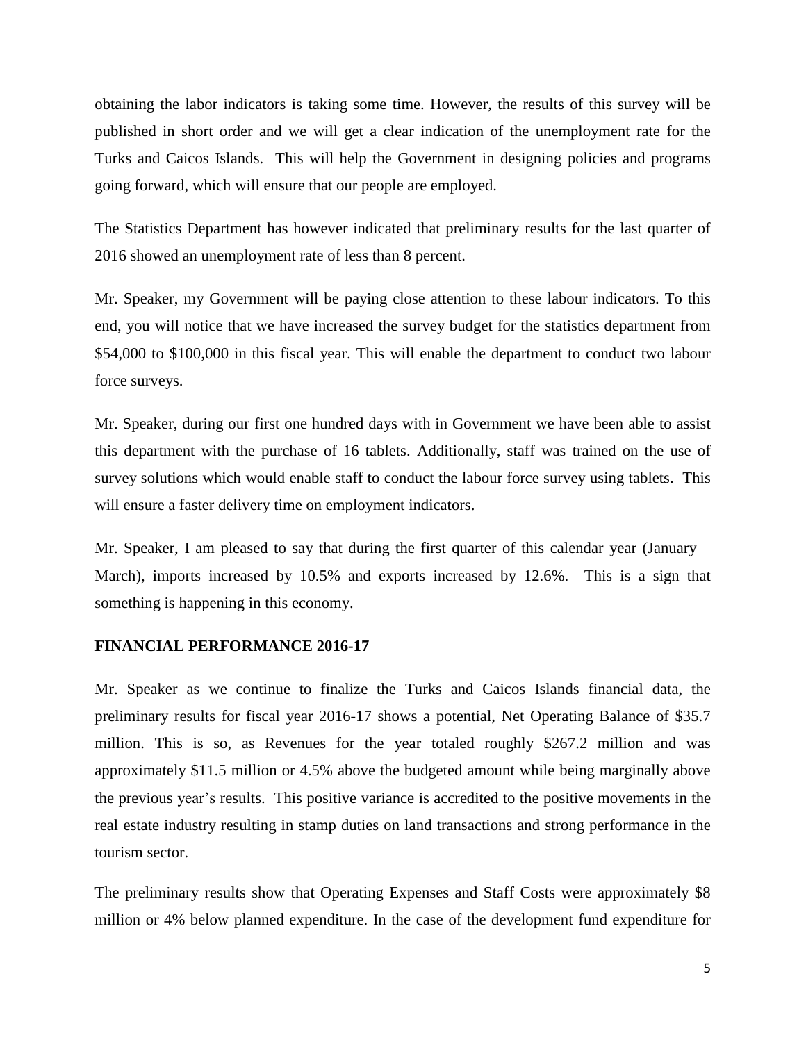obtaining the labor indicators is taking some time. However, the results of this survey will be published in short order and we will get a clear indication of the unemployment rate for the Turks and Caicos Islands. This will help the Government in designing policies and programs going forward, which will ensure that our people are employed.

The Statistics Department has however indicated that preliminary results for the last quarter of 2016 showed an unemployment rate of less than 8 percent.

Mr. Speaker, my Government will be paying close attention to these labour indicators. To this end, you will notice that we have increased the survey budget for the statistics department from $54,000 to $100,000 in this fiscal year. This will enable the department to conduct two labour force surveys.

Mr. Speaker, during our first one hundred days with in Government we have been able to assist this department with the purchase of 16 tablets. Additionally, staff was trained on the use of survey solutions which would enable staff to conduct the labour force survey using tablets. This will ensure a faster delivery time on employment indicators.

Mr. Speaker, I am pleased to say that during the first quarter of this calendar year (January – March), imports increased by 10.5% and exports increased by 12.6%. This is a sign that something is happening in this economy.

**FINANCIAL PERFORMANCE 2016-17**

Mr. Speaker as we continue to finalize the Turks and Caicos Islands financial data, the preliminary results for fiscal year 2016-17 shows a potential, Net Operating Balance of $35.7 million. This is so, as Revenues for the year totaled roughly $267.2 million and was approximately $11.5 million or 4.5% above the budgeted amount while being marginally above the previous year's results. This positive variance is accredited to the positive movements in the real estate industry resulting in stamp duties on land transactions and strong performance in the tourism sector.

The preliminary results show that Operating Expenses and Staff Costs were approximately $8 million or 4% below planned expenditure. In the case of the development fund expenditure for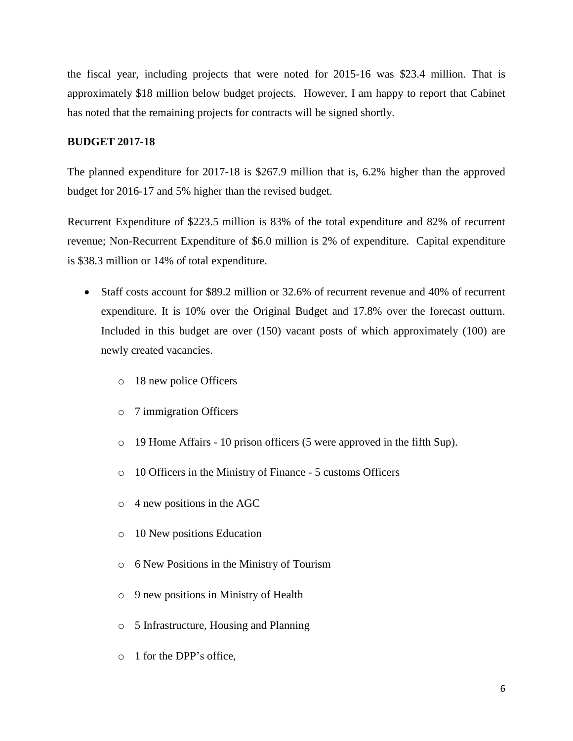the fiscal year, including projects that were noted for 2015-16 was $23.4 million. That is approximately $18 million below budget projects. However, I am happy to report that Cabinet has noted that the remaining projects for contracts will be signed shortly.

**BUDGET 2017-18**

The planned expenditure for 2017-18 is $267.9 million that is, 6.2% higher than the approved budget for 2016-17 and 5% higher than the revised budget.

Recurrent Expenditure of $223.5 million is 83% of the total expenditure and 82% of recurrent revenue; Non-Recurrent Expenditure of $6.0 million is 2% of expenditure. Capital expenditure is $38.3 million or 14% of total expenditure.

- Staff costs account for $89.2 million or 32.6% of recurrent revenue and 40% of recurrent expenditure. It is 10% over the Original Budget and 17.8% over the forecast outturn. Included in this budget are over (150) vacant posts of which approximately (100) are newly created vacancies.
    - 18 new police Officers
    - 7 immigration Officers
    - 19 Home Affairs - 10 prison officers (5 were approved in the fifth Sup).
    - 10 Officers in the Ministry of Finance - 5 customs Officers
    - 4 new positions in the AGC
    - 10 New positions Education
    - 6 New Positions in the Ministry of Tourism
    - 9 new positions in Ministry of Health
    - 5 Infrastructure, Housing and Planning
    - 1 for the DPP's office,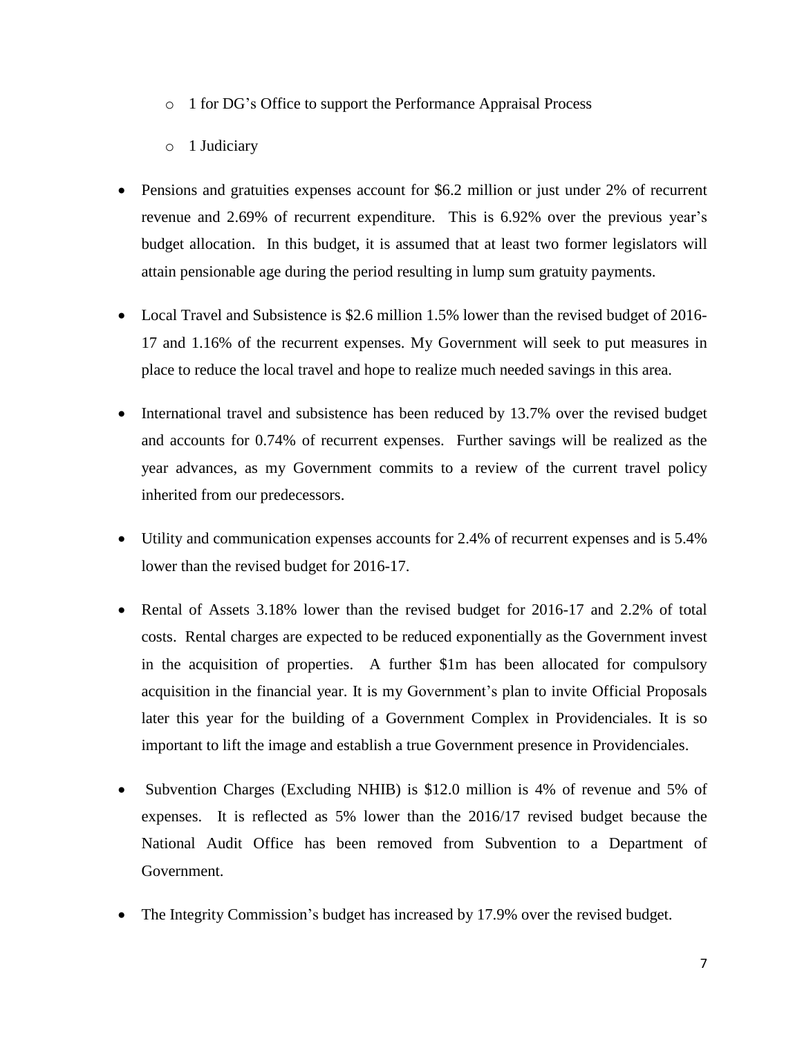- 1 for DG's Office to support the Performance Appraisal Process
  - 1 Judiciary

- Pensions and gratuities expenses account for $6.2 million or just under 2% of recurrent revenue and 2.69% of recurrent expenditure. This is 6.92% over the previous year's budget allocation. In this budget, it is assumed that at least two former legislators will attain pensionable age during the period resulting in lump sum gratuity payments.

- Local Travel and Subsistence is $2.6 million 1.5% lower than the revised budget of 2016-17 and 1.16% of the recurrent expenses. My Government will seek to put measures in place to reduce the local travel and hope to realize much needed savings in this area.

- International travel and subsistence has been reduced by 13.7% over the revised budget and accounts for 0.74% of recurrent expenses. Further savings will be realized as the year advances, as my Government commits to a review of the current travel policy inherited from our predecessors.

- Utility and communication expenses accounts for 2.4% of recurrent expenses and is 5.4% lower than the revised budget for 2016-17.

- Rental of Assets 3.18% lower than the revised budget for 2016-17 and 2.2% of total costs. Rental charges are expected to be reduced exponentially as the Government invest in the acquisition of properties. A further $1m has been allocated for compulsory acquisition in the financial year. It is my Government's plan to invite Official Proposals later this year for the building of a Government Complex in Providenciales. It is so important to lift the image and establish a true Government presence in Providenciales.

- Subvention Charges (Excluding NHIB) is $12.0 million is 4% of revenue and 5% of expenses. It is reflected as 5% lower than the 2016/17 revised budget because the National Audit Office has been removed from Subvention to a Department of Government.

- The Integrity Commission's budget has increased by 17.9% over the revised budget.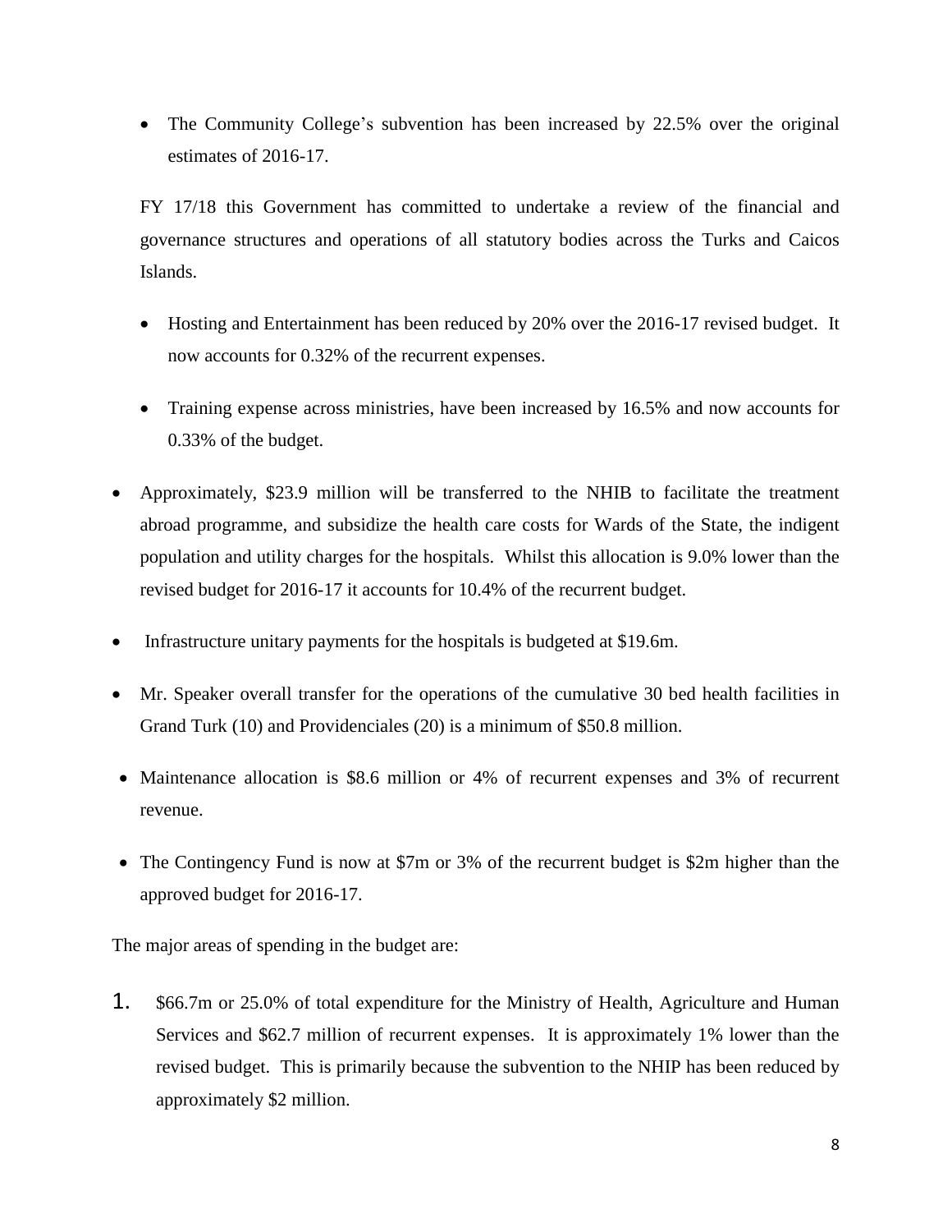- The Community College's subvention has been increased by 22.5% over the original estimates of 2016-17.

FY 17/18 this Government has committed to undertake a review of the financial and governance structures and operations of all statutory bodies across the Turks and Caicos Islands.

- Hosting and Entertainment has been reduced by 20% over the 2016-17 revised budget. It now accounts for 0.32% of the recurrent expenses.

- Training expense across ministries, have been increased by 16.5% and now accounts for 0.33% of the budget.

- Approximately, $23.9 million will be transferred to the NHIB to facilitate the treatment abroad programme, and subsidize the health care costs for Wards of the State, the indigent population and utility charges for the hospitals. Whilst this allocation is 9.0% lower than the revised budget for 2016-17 it accounts for 10.4% of the recurrent budget.

- Infrastructure unitary payments for the hospitals is budgeted at $19.6m.

- Mr. Speaker overall transfer for the operations of the cumulative 30 bed health facilities in Grand Turk (10) and Providenciales (20) is a minimum of $50.8 million.

- Maintenance allocation is $8.6 million or 4% of recurrent expenses and 3% of recurrent revenue.

- The Contingency Fund is now at $7m or 3% of the recurrent budget is $2m higher than the approved budget for 2016-17.

The major areas of spending in the budget are:

1. $66.7m or 25.0% of total expenditure for the Ministry of Health, Agriculture and Human Services and $62.7 million of recurrent expenses. It is approximately 1% lower than the revised budget. This is primarily because the subvention to the NHIP has been reduced by approximately $2 million.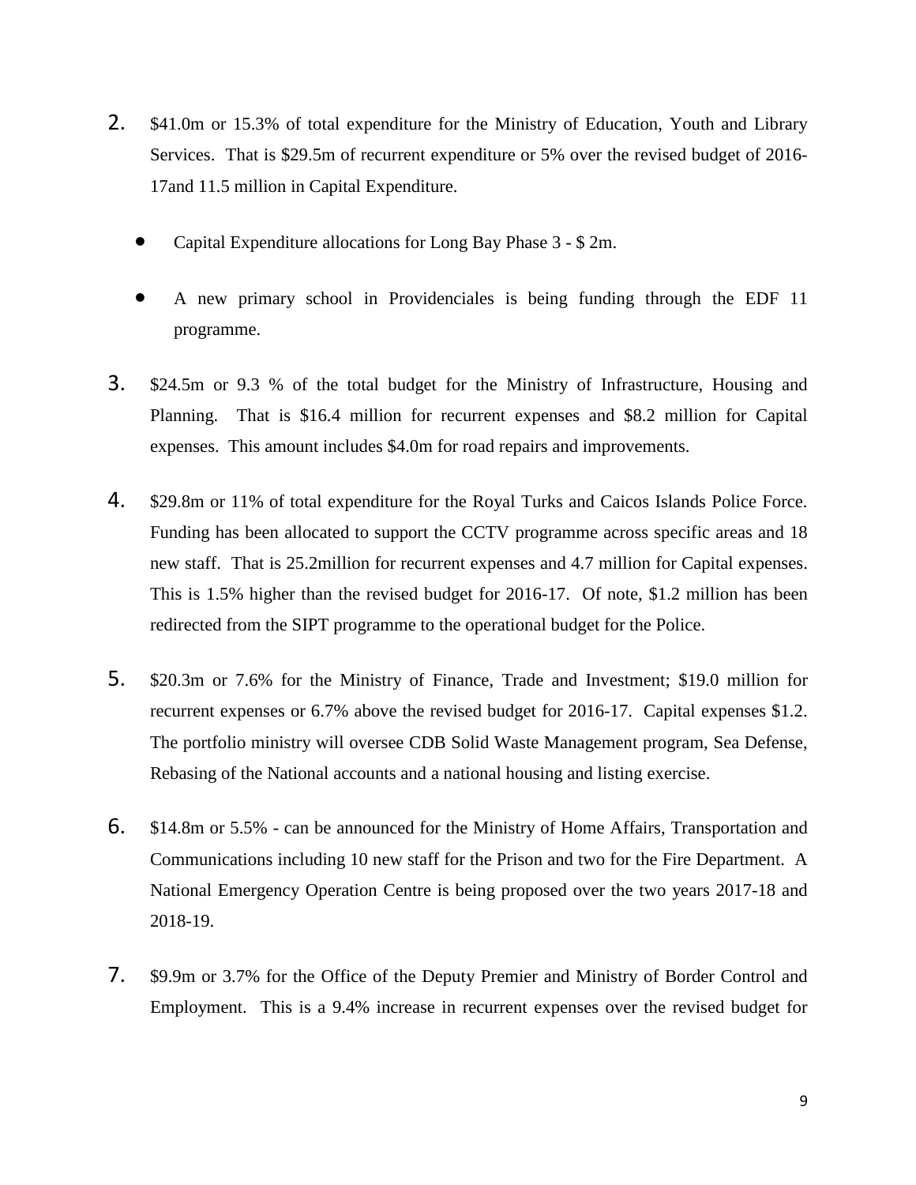2. $41.0m or 15.3% of total expenditure for the Ministry of Education, Youth and Library Services. That is $29.5m of recurrent expenditure or 5% over the revised budget of 2016-17and 11.5 million in Capital Expenditure.

   - Capital Expenditure allocations for Long Bay Phase 3 - $ 2m.

   - A new primary school in Providenciales is being funding through the EDF 11 programme.

3. $24.5m or 9.3 % of the total budget for the Ministry of Infrastructure, Housing and Planning. That is $16.4 million for recurrent expenses and $8.2 million for Capital expenses. This amount includes $4.0m for road repairs and improvements.

4. $29.8m or 11% of total expenditure for the Royal Turks and Caicos Islands Police Force. Funding has been allocated to support the CCTV programme across specific areas and 18 new staff. That is 25.2million for recurrent expenses and 4.7 million for Capital expenses. This is 1.5% higher than the revised budget for 2016-17. Of note, $1.2 million has been redirected from the SIPT programme to the operational budget for the Police.

5. $20.3m or 7.6% for the Ministry of Finance, Trade and Investment; $19.0 million for recurrent expenses or 6.7% above the revised budget for 2016-17. Capital expenses $1.2. The portfolio ministry will oversee CDB Solid Waste Management program, Sea Defense, Rebasing of the National accounts and a national housing and listing exercise.

6. $14.8m or 5.5% - can be announced for the Ministry of Home Affairs, Transportation and Communications including 10 new staff for the Prison and two for the Fire Department. A National Emergency Operation Centre is being proposed over the two years 2017-18 and 2018-19.

7. $9.9m or 3.7% for the Office of the Deputy Premier and Ministry of Border Control and Employment. This is a 9.4% increase in recurrent expenses over the revised budget for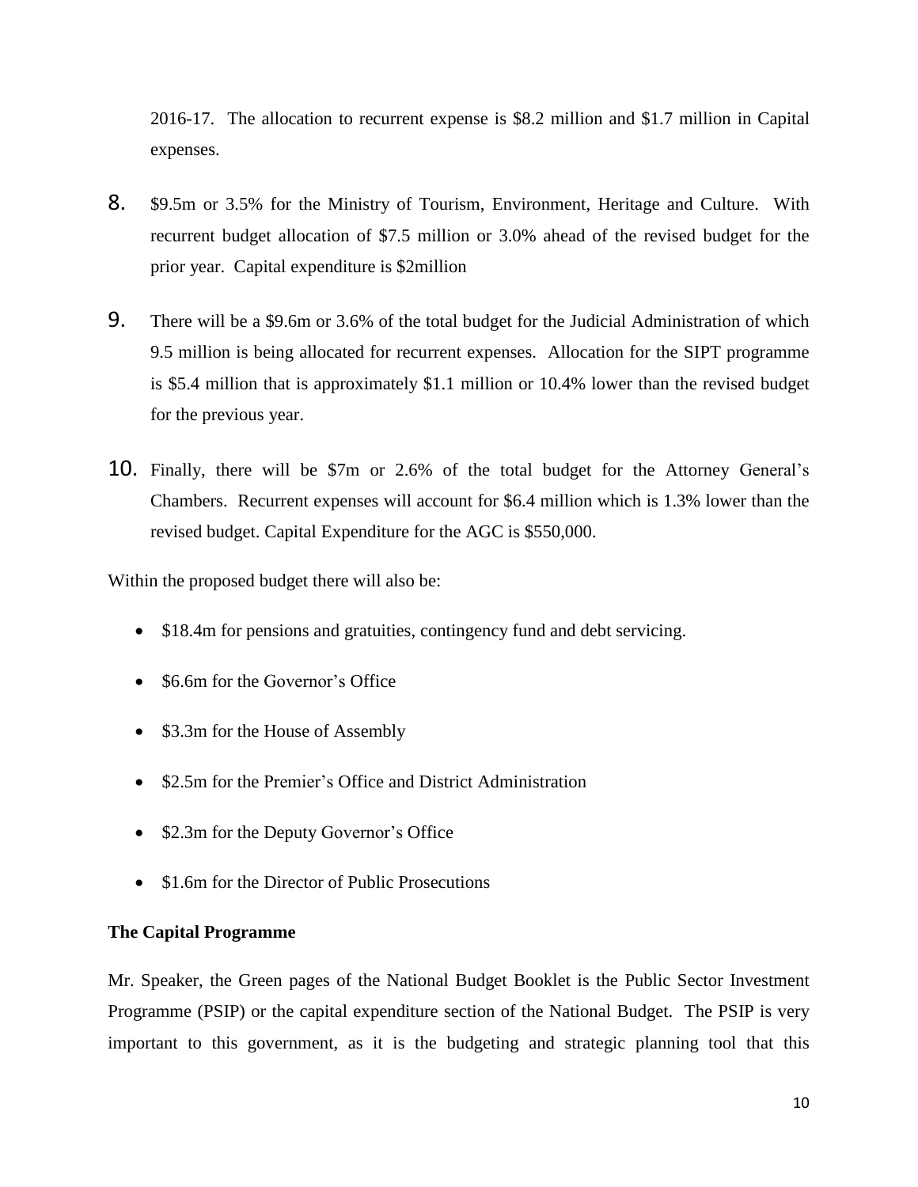2016-17. The allocation to recurrent expense is $8.2 million and $1.7 million in Capital expenses.

8. $9.5m or 3.5% for the Ministry of Tourism, Environment, Heritage and Culture. With recurrent budget allocation of $7.5 million or 3.0% ahead of the revised budget for the prior year. Capital expenditure is $2million

9. There will be a $9.6m or 3.6% of the total budget for the Judicial Administration of which 9.5 million is being allocated for recurrent expenses. Allocation for the SIPT programme is $5.4 million that is approximately $1.1 million or 10.4% lower than the revised budget for the previous year.

10. Finally, there will be $7m or 2.6% of the total budget for the Attorney General's Chambers. Recurrent expenses will account for $6.4 million which is 1.3% lower than the revised budget. Capital Expenditure for the AGC is $550,000.

Within the proposed budget there will also be:

- $18.4m for pensions and gratuities, contingency fund and debt servicing.
- $6.6m for the Governor's Office
- $3.3m for the House of Assembly
- $2.5m for the Premier's Office and District Administration
- $2.3m for the Deputy Governor's Office
- $1.6m for the Director of Public Prosecutions

**The Capital Programme**

Mr. Speaker, the Green pages of the National Budget Booklet is the Public Sector Investment Programme (PSIP) or the capital expenditure section of the National Budget. The PSIP is very important to this government, as it is the budgeting and strategic planning tool that this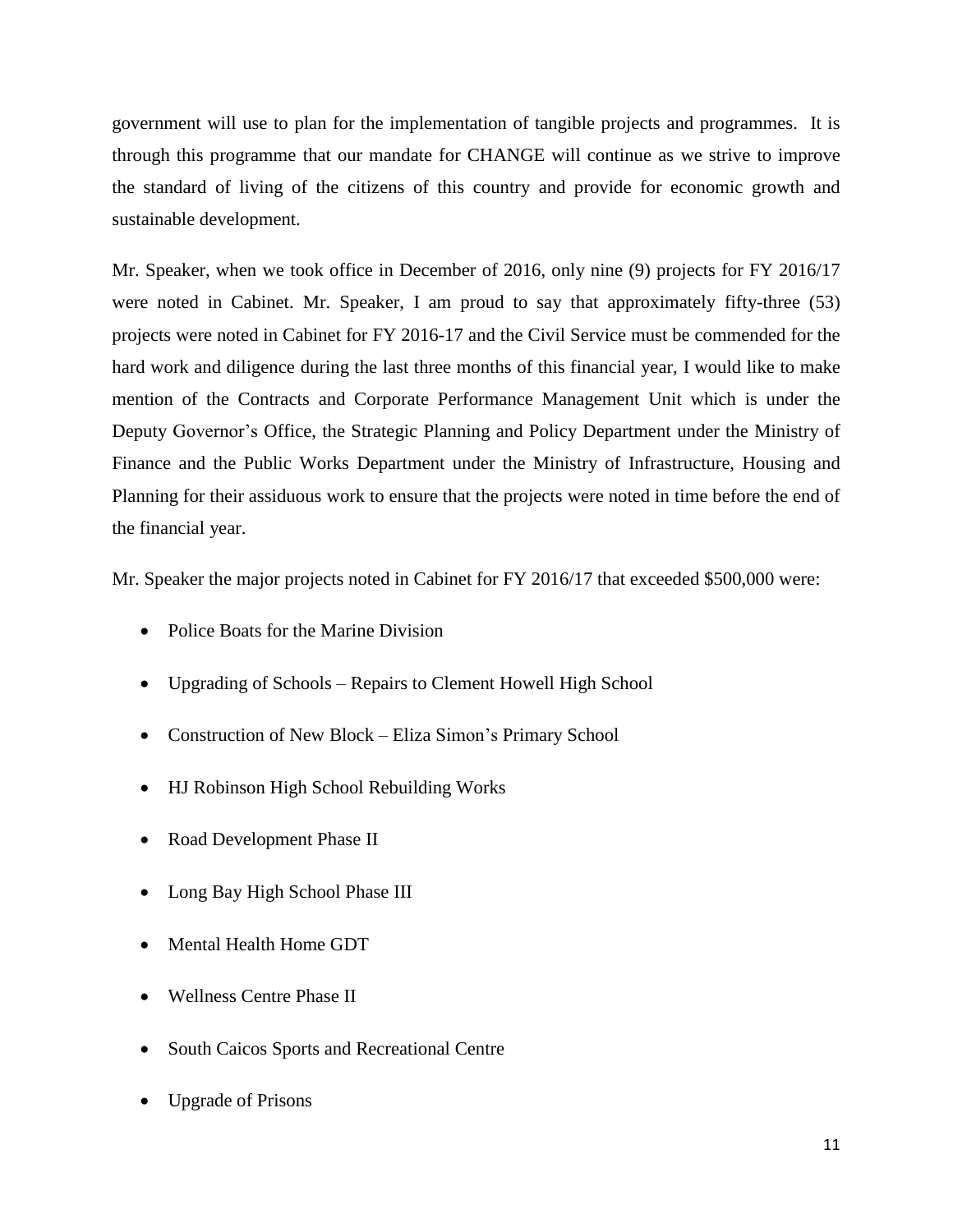government will use to plan for the implementation of tangible projects and programmes. It is through this programme that our mandate for CHANGE will continue as we strive to improve the standard of living of the citizens of this country and provide for economic growth and sustainable development.

Mr. Speaker, when we took office in December of 2016, only nine (9) projects for FY 2016/17 were noted in Cabinet. Mr. Speaker, I am proud to say that approximately fifty-three (53) projects were noted in Cabinet for FY 2016-17 and the Civil Service must be commended for the hard work and diligence during the last three months of this financial year, I would like to make mention of the Contracts and Corporate Performance Management Unit which is under the Deputy Governor's Office, the Strategic Planning and Policy Department under the Ministry of Finance and the Public Works Department under the Ministry of Infrastructure, Housing and Planning for their assiduous work to ensure that the projects were noted in time before the end of the financial year.

Mr. Speaker the major projects noted in Cabinet for FY 2016/17 that exceeded $500,000 were:

- Police Boats for the Marine Division
- Upgrading of Schools – Repairs to Clement Howell High School
- Construction of New Block – Eliza Simon's Primary School
- HJ Robinson High School Rebuilding Works
- Road Development Phase II
- Long Bay High School Phase III
- Mental Health Home GDT
- Wellness Centre Phase II
- South Caicos Sports and Recreational Centre
- Upgrade of Prisons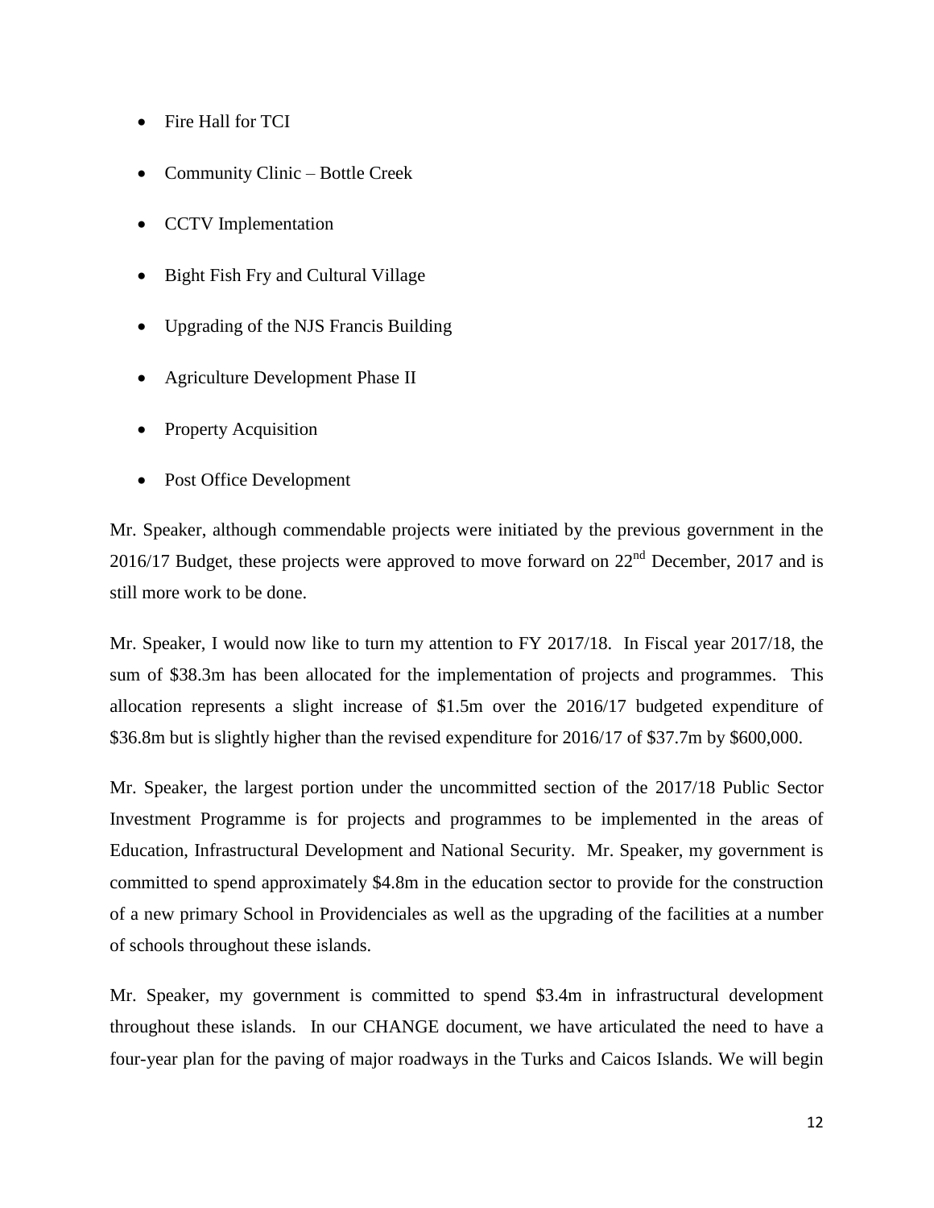- Fire Hall for TCI
- Community Clinic – Bottle Creek
- CCTV Implementation
- Bight Fish Fry and Cultural Village
- Upgrading of the NJS Francis Building
- Agriculture Development Phase II
- Property Acquisition
- Post Office Development

Mr. Speaker, although commendable projects were initiated by the previous government in the 2016/17 Budget, these projects were approved to move forward on 22nd December, 2017 and is still more work to be done.

Mr. Speaker, I would now like to turn my attention to FY 2017/18. In Fiscal year 2017/18, the sum of $38.3m has been allocated for the implementation of projects and programmes. This allocation represents a slight increase of $1.5m over the 2016/17 budgeted expenditure of $36.8m but is slightly higher than the revised expenditure for 2016/17 of $37.7m by $600,000.

Mr. Speaker, the largest portion under the uncommitted section of the 2017/18 Public Sector Investment Programme is for projects and programmes to be implemented in the areas of Education, Infrastructural Development and National Security. Mr. Speaker, my government is committed to spend approximately $4.8m in the education sector to provide for the construction of a new primary School in Providenciales as well as the upgrading of the facilities at a number of schools throughout these islands.

Mr. Speaker, my government is committed to spend $3.4m in infrastructural development throughout these islands. In our CHANGE document, we have articulated the need to have a four-year plan for the paving of major roadways in the Turks and Caicos Islands. We will begin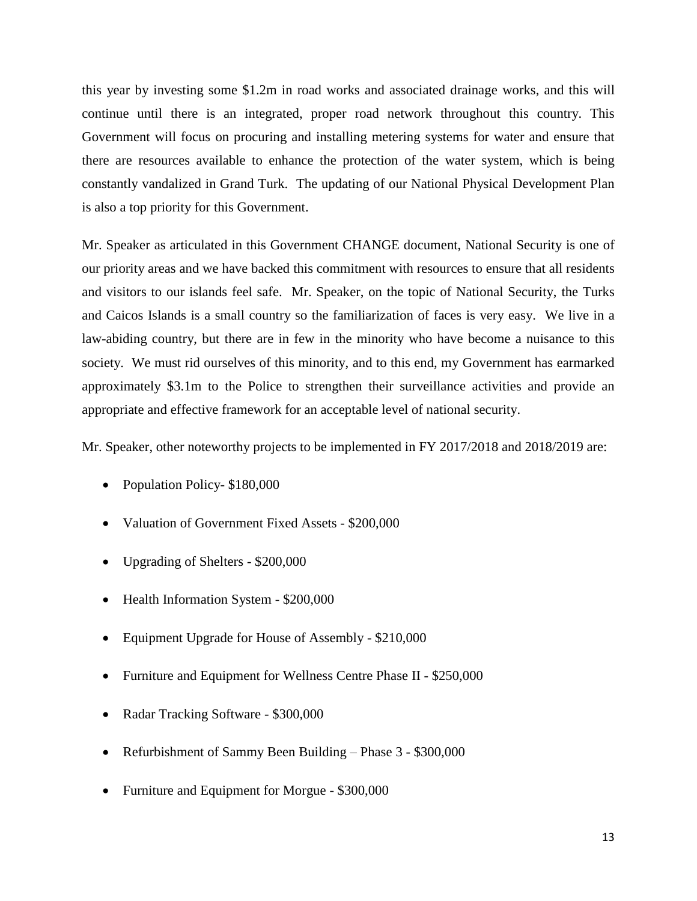this year by investing some $1.2m in road works and associated drainage works, and this will continue until there is an integrated, proper road network throughout this country. This Government will focus on procuring and installing metering systems for water and ensure that there are resources available to enhance the protection of the water system, which is being constantly vandalized in Grand Turk. The updating of our National Physical Development Plan is also a top priority for this Government.

Mr. Speaker as articulated in this Government CHANGE document, National Security is one of our priority areas and we have backed this commitment with resources to ensure that all residents and visitors to our islands feel safe. Mr. Speaker, on the topic of National Security, the Turks and Caicos Islands is a small country so the familiarization of faces is very easy. We live in a law-abiding country, but there are in few in the minority who have become a nuisance to this society. We must rid ourselves of this minority, and to this end, my Government has earmarked approximately $3.1m to the Police to strengthen their surveillance activities and provide an appropriate and effective framework for an acceptable level of national security.

Mr. Speaker, other noteworthy projects to be implemented in FY 2017/2018 and 2018/2019 are:

- Population Policy- $180,000
- Valuation of Government Fixed Assets - $200,000
- Upgrading of Shelters - $200,000
- Health Information System - $200,000
- Equipment Upgrade for House of Assembly - $210,000
- Furniture and Equipment for Wellness Centre Phase II - $250,000
- Radar Tracking Software - $300,000
- Refurbishment of Sammy Been Building – Phase 3 - $300,000
- Furniture and Equipment for Morgue - $300,000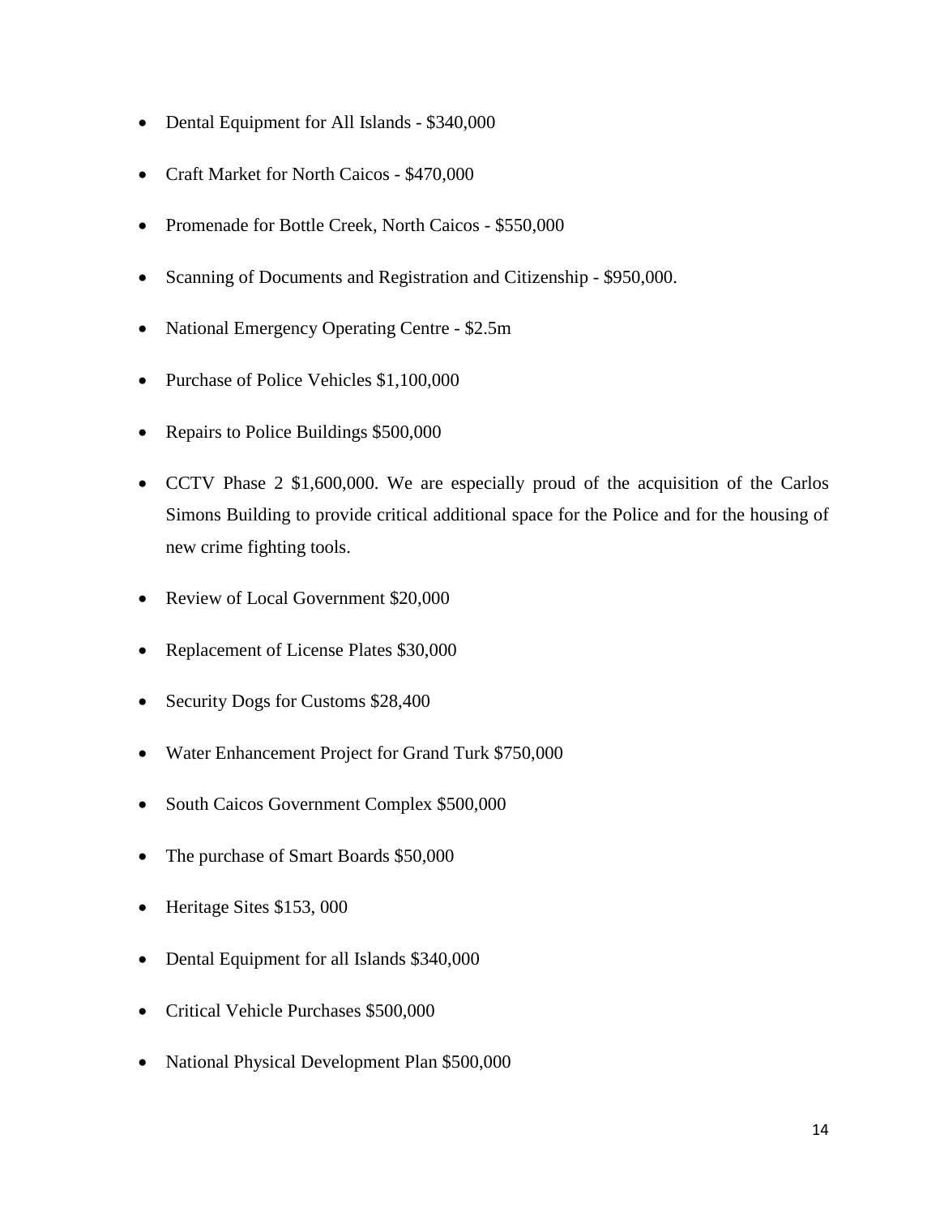- Dental Equipment for All Islands - $340,000
- Craft Market for North Caicos - $470,000
- Promenade for Bottle Creek, North Caicos - $550,000
- Scanning of Documents and Registration and Citizenship - $950,000.
- National Emergency Operating Centre - $2.5m
- Purchase of Police Vehicles $1,100,000
- Repairs to Police Buildings $500,000
- CCTV Phase 2 $1,600,000. We are especially proud of the acquisition of the Carlos Simons Building to provide critical additional space for the Police and for the housing of new crime fighting tools.
- Review of Local Government $20,000
- Replacement of License Plates $30,000
- Security Dogs for Customs $28,400
- Water Enhancement Project for Grand Turk $750,000
- South Caicos Government Complex $500,000
- The purchase of Smart Boards $50,000
- Heritage Sites $153, 000
- Dental Equipment for all Islands $340,000
- Critical Vehicle Purchases $500,000
- National Physical Development Plan $500,000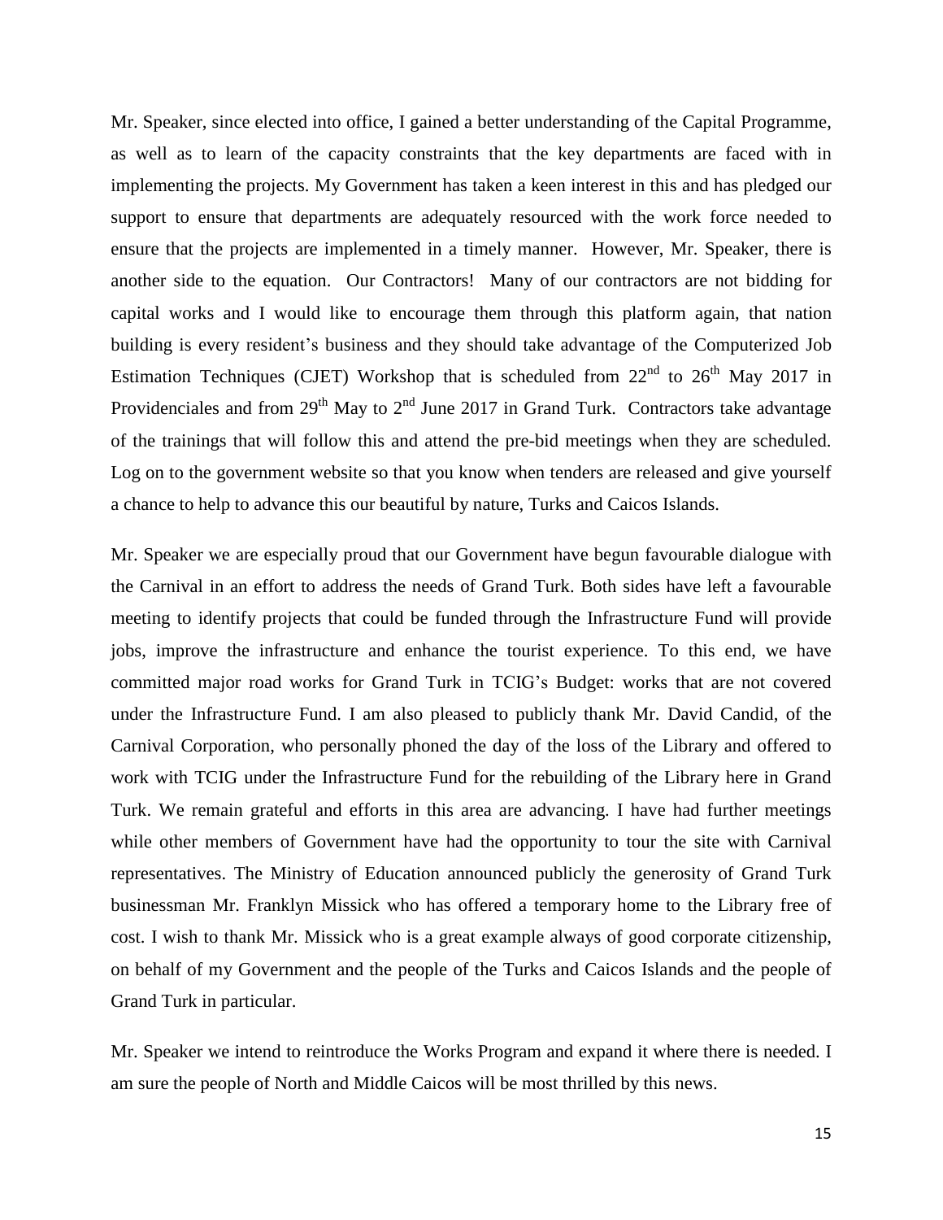Mr. Speaker, since elected into office, I gained a better understanding of the Capital Programme, as well as to learn of the capacity constraints that the key departments are faced with in implementing the projects. My Government has taken a keen interest in this and has pledged our support to ensure that departments are adequately resourced with the work force needed to ensure that the projects are implemented in a timely manner. However, Mr. Speaker, there is another side to the equation. Our Contractors! Many of our contractors are not bidding for capital works and I would like to encourage them through this platform again, that nation building is every resident's business and they should take advantage of the Computerized Job Estimation Techniques (CJET) Workshop that is scheduled from 22nd to 26th May 2017 in Providenciales and from 29th May to 2nd June 2017 in Grand Turk. Contractors take advantage of the trainings that will follow this and attend the pre-bid meetings when they are scheduled. Log on to the government website so that you know when tenders are released and give yourself a chance to help to advance this our beautiful by nature, Turks and Caicos Islands.

Mr. Speaker we are especially proud that our Government have begun favourable dialogue with the Carnival in an effort to address the needs of Grand Turk. Both sides have left a favourable meeting to identify projects that could be funded through the Infrastructure Fund will provide jobs, improve the infrastructure and enhance the tourist experience. To this end, we have committed major road works for Grand Turk in TCIG's Budget: works that are not covered under the Infrastructure Fund. I am also pleased to publicly thank Mr. David Candid, of the Carnival Corporation, who personally phoned the day of the loss of the Library and offered to work with TCIG under the Infrastructure Fund for the rebuilding of the Library here in Grand Turk. We remain grateful and efforts in this area are advancing. I have had further meetings while other members of Government have had the opportunity to tour the site with Carnival representatives. The Ministry of Education announced publicly the generosity of Grand Turk businessman Mr. Franklyn Missick who has offered a temporary home to the Library free of cost. I wish to thank Mr. Missick who is a great example always of good corporate citizenship, on behalf of my Government and the people of the Turks and Caicos Islands and the people of Grand Turk in particular.

Mr. Speaker we intend to reintroduce the Works Program and expand it where there is needed. I am sure the people of North and Middle Caicos will be most thrilled by this news.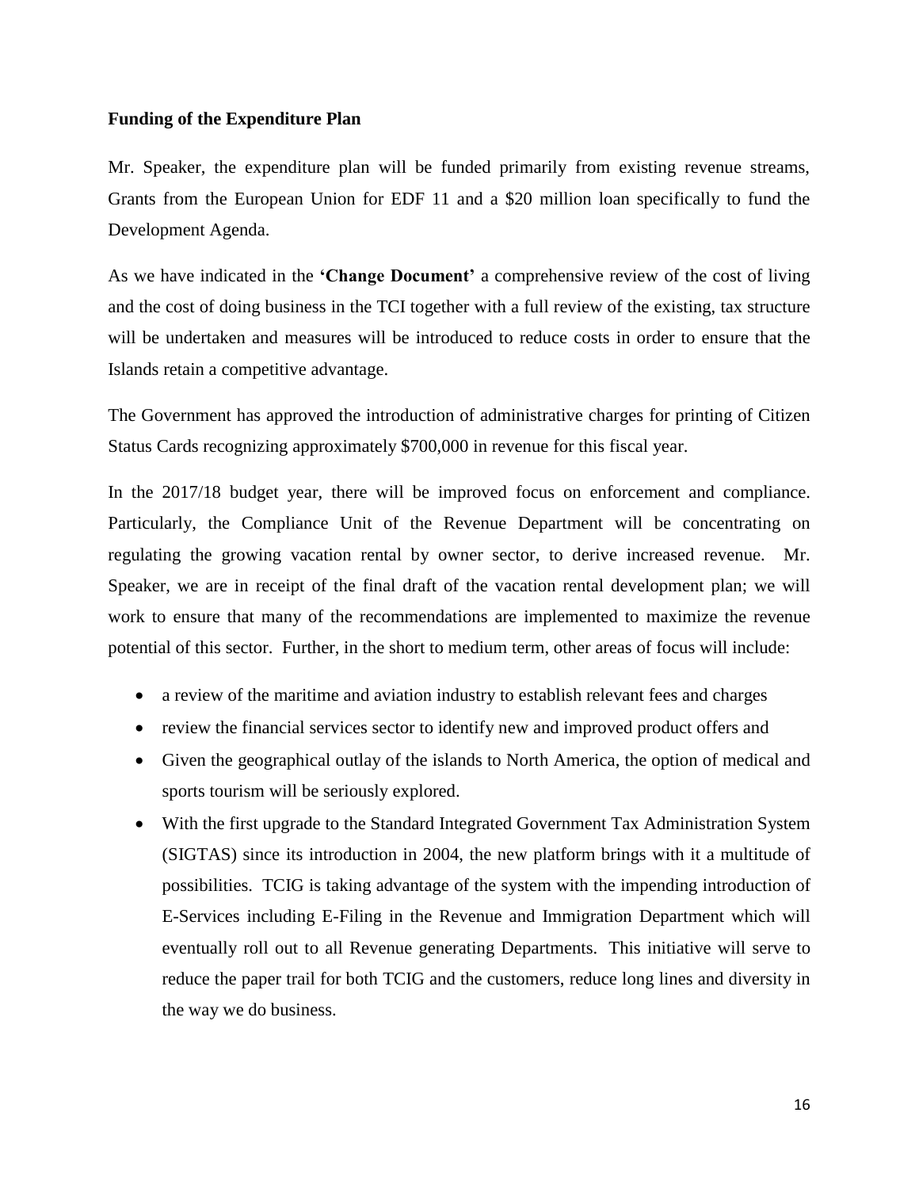**Funding of the Expenditure Plan**

Mr. Speaker, the expenditure plan will be funded primarily from existing revenue streams, Grants from the European Union for EDF 11 and a $20 million loan specifically to fund the Development Agenda.

As we have indicated in the **'Change Document'** a comprehensive review of the cost of living and the cost of doing business in the TCI together with a full review of the existing, tax structure will be undertaken and measures will be introduced to reduce costs in order to ensure that the Islands retain a competitive advantage.

The Government has approved the introduction of administrative charges for printing of Citizen Status Cards recognizing approximately $700,000 in revenue for this fiscal year.

In the 2017/18 budget year, there will be improved focus on enforcement and compliance. Particularly, the Compliance Unit of the Revenue Department will be concentrating on regulating the growing vacation rental by owner sector, to derive increased revenue. Mr. Speaker, we are in receipt of the final draft of the vacation rental development plan; we will work to ensure that many of the recommendations are implemented to maximize the revenue potential of this sector. Further, in the short to medium term, other areas of focus will include:

- a review of the maritime and aviation industry to establish relevant fees and charges
- review the financial services sector to identify new and improved product offers and
- Given the geographical outlay of the islands to North America, the option of medical and sports tourism will be seriously explored.
- With the first upgrade to the Standard Integrated Government Tax Administration System (SIGTAS) since its introduction in 2004, the new platform brings with it a multitude of possibilities. TCIG is taking advantage of the system with the impending introduction of E-Services including E-Filing in the Revenue and Immigration Department which will eventually roll out to all Revenue generating Departments. This initiative will serve to reduce the paper trail for both TCIG and the customers, reduce long lines and diversity in the way we do business.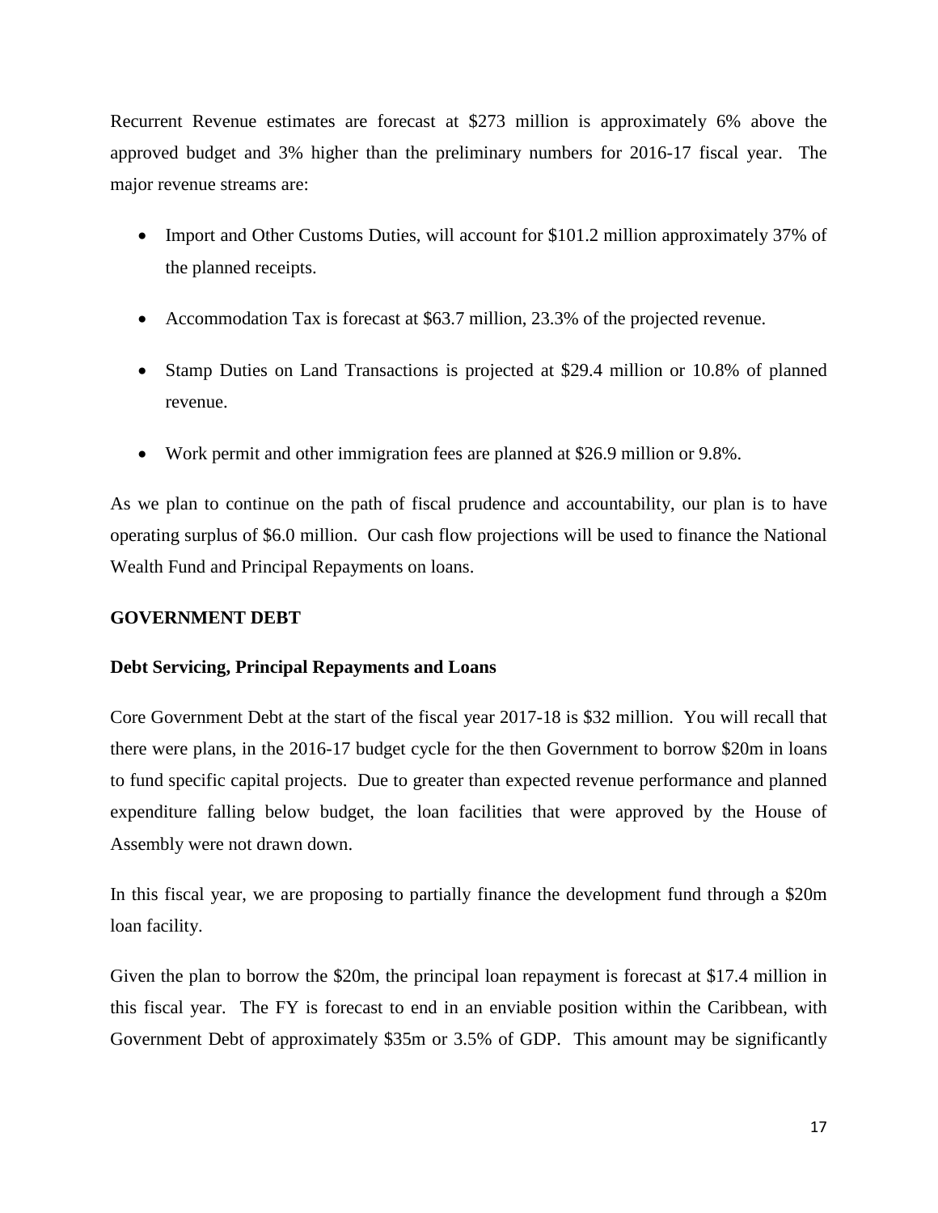Recurrent Revenue estimates are forecast at $273 million is approximately 6% above the approved budget and 3% higher than the preliminary numbers for 2016-17 fiscal year. The major revenue streams are:

- Import and Other Customs Duties, will account for $101.2 million approximately 37% of the planned receipts.
- Accommodation Tax is forecast at $63.7 million, 23.3% of the projected revenue.
- Stamp Duties on Land Transactions is projected at $29.4 million or 10.8% of planned revenue.
- Work permit and other immigration fees are planned at $26.9 million or 9.8%.

As we plan to continue on the path of fiscal prudence and accountability, our plan is to have operating surplus of $6.0 million. Our cash flow projections will be used to finance the National Wealth Fund and Principal Repayments on loans.

## GOVERNMENT DEBT

### Debt Servicing, Principal Repayments and Loans

Core Government Debt at the start of the fiscal year 2017-18 is $32 million. You will recall that there were plans, in the 2016-17 budget cycle for the then Government to borrow $20m in loans to fund specific capital projects. Due to greater than expected revenue performance and planned expenditure falling below budget, the loan facilities that were approved by the House of Assembly were not drawn down.

In this fiscal year, we are proposing to partially finance the development fund through a $20m loan facility.

Given the plan to borrow the $20m, the principal loan repayment is forecast at $17.4 million in this fiscal year. The FY is forecast to end in an enviable position within the Caribbean, with Government Debt of approximately $35m or 3.5% of GDP. This amount may be significantly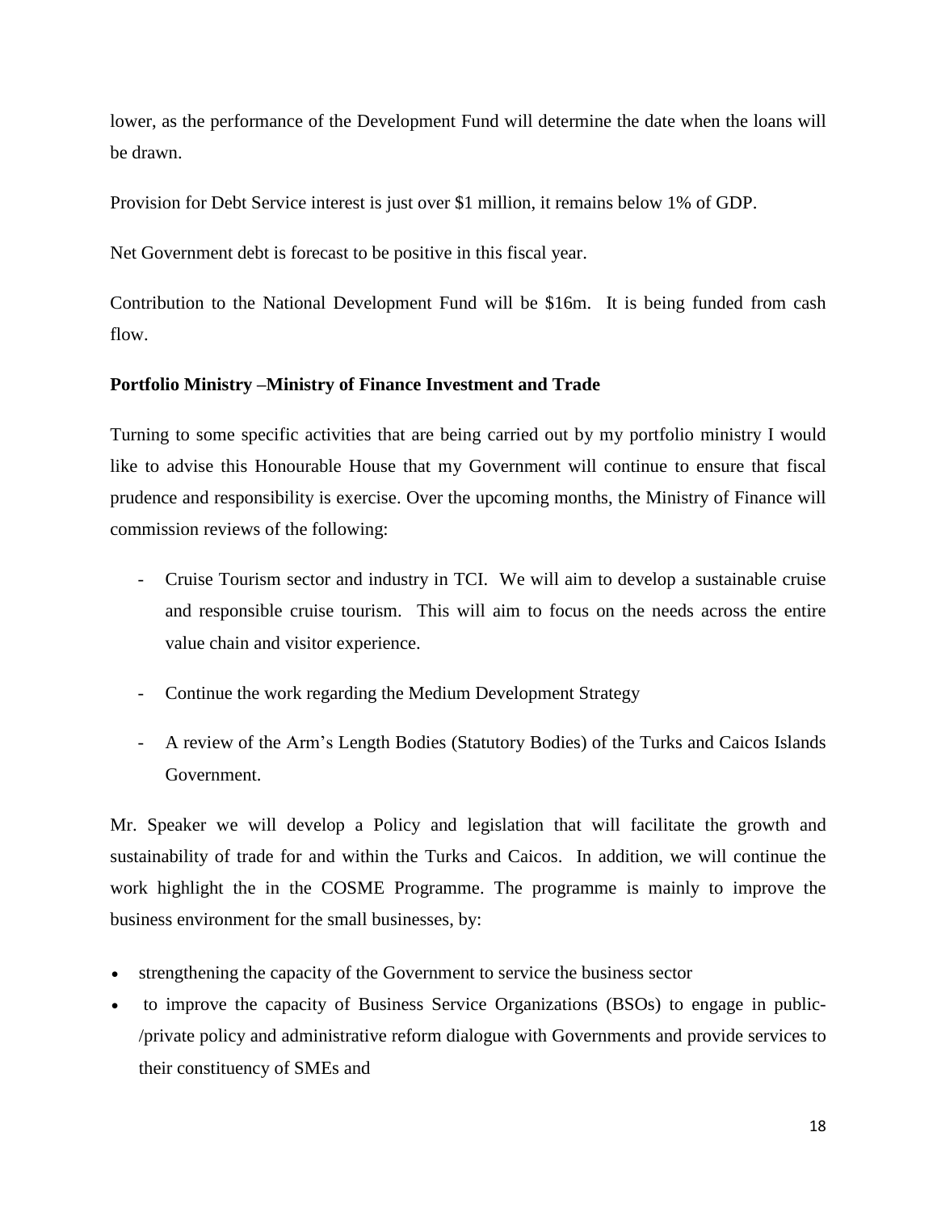lower, as the performance of the Development Fund will determine the date when the loans will be drawn.

Provision for Debt Service interest is just over $1 million, it remains below 1% of GDP.

Net Government debt is forecast to be positive in this fiscal year.

Contribution to the National Development Fund will be $16m. It is being funded from cash flow.

**Portfolio Ministry –Ministry of Finance Investment and Trade**

Turning to some specific activities that are being carried out by my portfolio ministry I would like to advise this Honourable House that my Government will continue to ensure that fiscal prudence and responsibility is exercise. Over the upcoming months, the Ministry of Finance will commission reviews of the following:

- Cruise Tourism sector and industry in TCI. We will aim to develop a sustainable cruise and responsible cruise tourism. This will aim to focus on the needs across the entire value chain and visitor experience.
- Continue the work regarding the Medium Development Strategy
- A review of the Arm's Length Bodies (Statutory Bodies) of the Turks and Caicos Islands Government.

Mr. Speaker we will develop a Policy and legislation that will facilitate the growth and sustainability of trade for and within the Turks and Caicos. In addition, we will continue the work highlight the in the COSME Programme. The programme is mainly to improve the business environment for the small businesses, by:

- strengthening the capacity of the Government to service the business sector
- to improve the capacity of Business Service Organizations (BSOs) to engage in public-/private policy and administrative reform dialogue with Governments and provide services to their constituency of SMEs and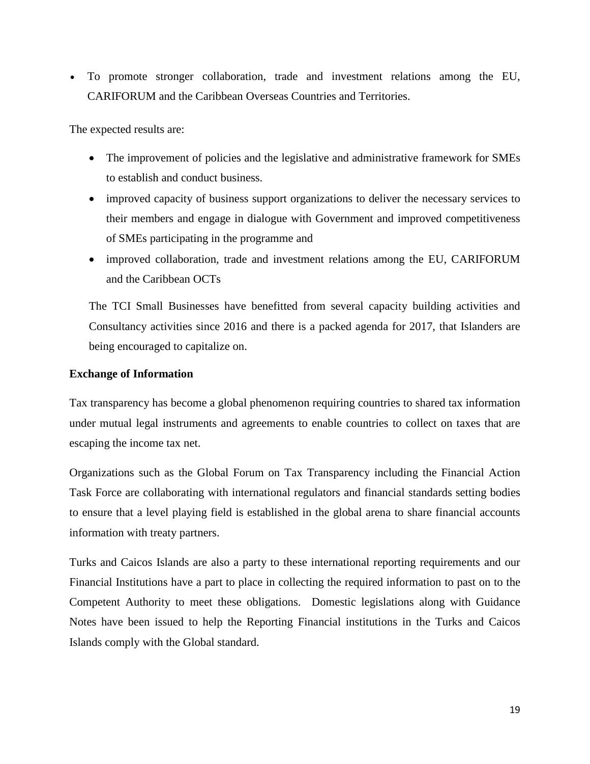- To promote stronger collaboration, trade and investment relations among the EU, CARIFORUM and the Caribbean Overseas Countries and Territories.

The expected results are:

- The improvement of policies and the legislative and administrative framework for SMEs to establish and conduct business.
- improved capacity of business support organizations to deliver the necessary services to their members and engage in dialogue with Government and improved competitiveness of SMEs participating in the programme and
- improved collaboration, trade and investment relations among the EU, CARIFORUM and the Caribbean OCTs

The TCI Small Businesses have benefitted from several capacity building activities and Consultancy activities since 2016 and there is a packed agenda for 2017, that Islanders are being encouraged to capitalize on.

**Exchange of Information**

Tax transparency has become a global phenomenon requiring countries to shared tax information under mutual legal instruments and agreements to enable countries to collect on taxes that are escaping the income tax net.

Organizations such as the Global Forum on Tax Transparency including the Financial Action Task Force are collaborating with international regulators and financial standards setting bodies to ensure that a level playing field is established in the global arena to share financial accounts information with treaty partners.

Turks and Caicos Islands are also a party to these international reporting requirements and our Financial Institutions have a part to place in collecting the required information to past on to the Competent Authority to meet these obligations. Domestic legislations along with Guidance Notes have been issued to help the Reporting Financial institutions in the Turks and Caicos Islands comply with the Global standard.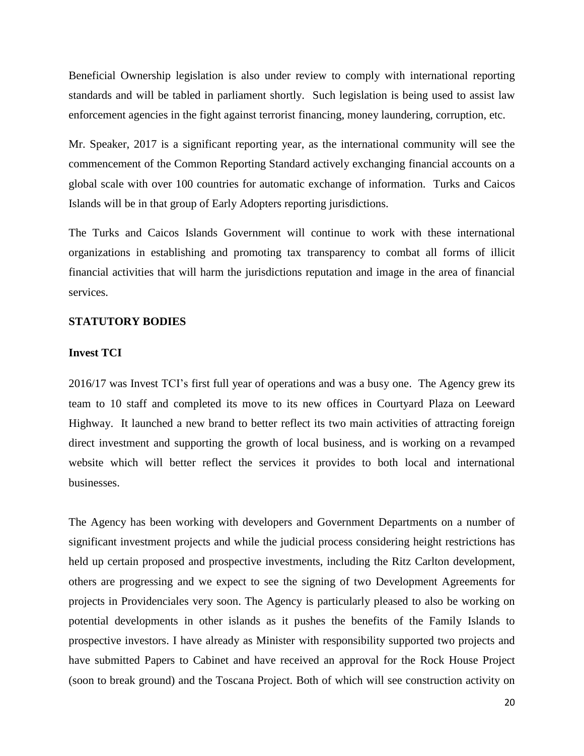Beneficial Ownership legislation is also under review to comply with international reporting standards and will be tabled in parliament shortly. Such legislation is being used to assist law enforcement agencies in the fight against terrorist financing, money laundering, corruption, etc.

Mr. Speaker, 2017 is a significant reporting year, as the international community will see the commencement of the Common Reporting Standard actively exchanging financial accounts on a global scale with over 100 countries for automatic exchange of information. Turks and Caicos Islands will be in that group of Early Adopters reporting jurisdictions.

The Turks and Caicos Islands Government will continue to work with these international organizations in establishing and promoting tax transparency to combat all forms of illicit financial activities that will harm the jurisdictions reputation and image in the area of financial services.

**STATUTORY BODIES**

**Invest TCI**

2016/17 was Invest TCI's first full year of operations and was a busy one. The Agency grew its team to 10 staff and completed its move to its new offices in Courtyard Plaza on Leeward Highway. It launched a new brand to better reflect its two main activities of attracting foreign direct investment and supporting the growth of local business, and is working on a revamped website which will better reflect the services it provides to both local and international businesses.

The Agency has been working with developers and Government Departments on a number of significant investment projects and while the judicial process considering height restrictions has held up certain proposed and prospective investments, including the Ritz Carlton development, others are progressing and we expect to see the signing of two Development Agreements for projects in Providenciales very soon. The Agency is particularly pleased to also be working on potential developments in other islands as it pushes the benefits of the Family Islands to prospective investors. I have already as Minister with responsibility supported two projects and have submitted Papers to Cabinet and have received an approval for the Rock House Project (soon to break ground) and the Toscana Project. Both of which will see construction activity on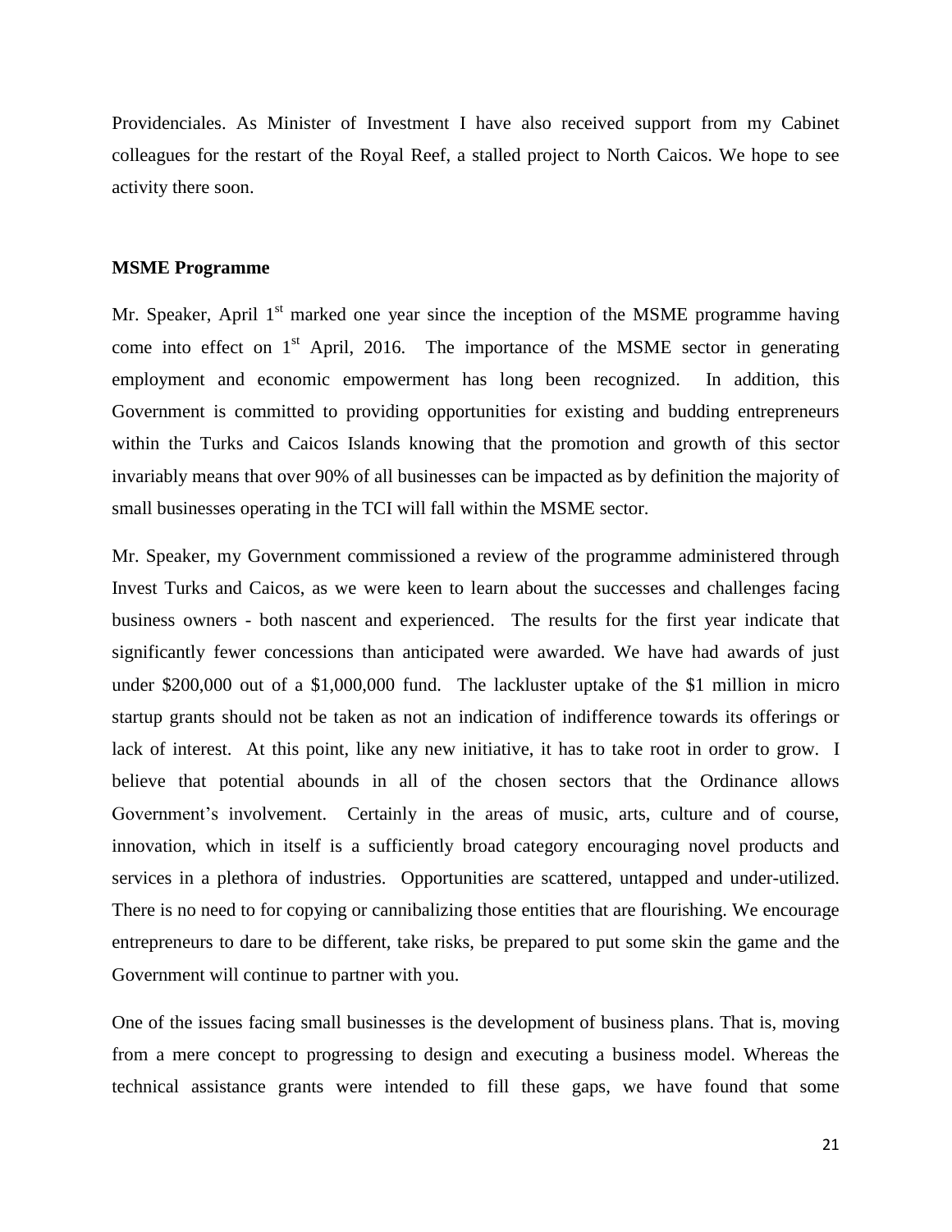Providenciales. As Minister of Investment I have also received support from my Cabinet colleagues for the restart of the Royal Reef, a stalled project to North Caicos. We hope to see activity there soon.

**MSME Programme**

Mr. Speaker, April 1st marked one year since the inception of the MSME programme having come into effect on 1st April, 2016. The importance of the MSME sector in generating employment and economic empowerment has long been recognized. In addition, this Government is committed to providing opportunities for existing and budding entrepreneurs within the Turks and Caicos Islands knowing that the promotion and growth of this sector invariably means that over 90% of all businesses can be impacted as by definition the majority of small businesses operating in the TCI will fall within the MSME sector.

Mr. Speaker, my Government commissioned a review of the programme administered through Invest Turks and Caicos, as we were keen to learn about the successes and challenges facing business owners - both nascent and experienced. The results for the first year indicate that significantly fewer concessions than anticipated were awarded. We have had awards of just under $200,000 out of a $1,000,000 fund. The lackluster uptake of the $1 million in micro startup grants should not be taken as not an indication of indifference towards its offerings or lack of interest. At this point, like any new initiative, it has to take root in order to grow. I believe that potential abounds in all of the chosen sectors that the Ordinance allows Government's involvement. Certainly in the areas of music, arts, culture and of course, innovation, which in itself is a sufficiently broad category encouraging novel products and services in a plethora of industries. Opportunities are scattered, untapped and under-utilized. There is no need to for copying or cannibalizing those entities that are flourishing. We encourage entrepreneurs to dare to be different, take risks, be prepared to put some skin the game and the Government will continue to partner with you.

One of the issues facing small businesses is the development of business plans. That is, moving from a mere concept to progressing to design and executing a business model. Whereas the technical assistance grants were intended to fill these gaps, we have found that some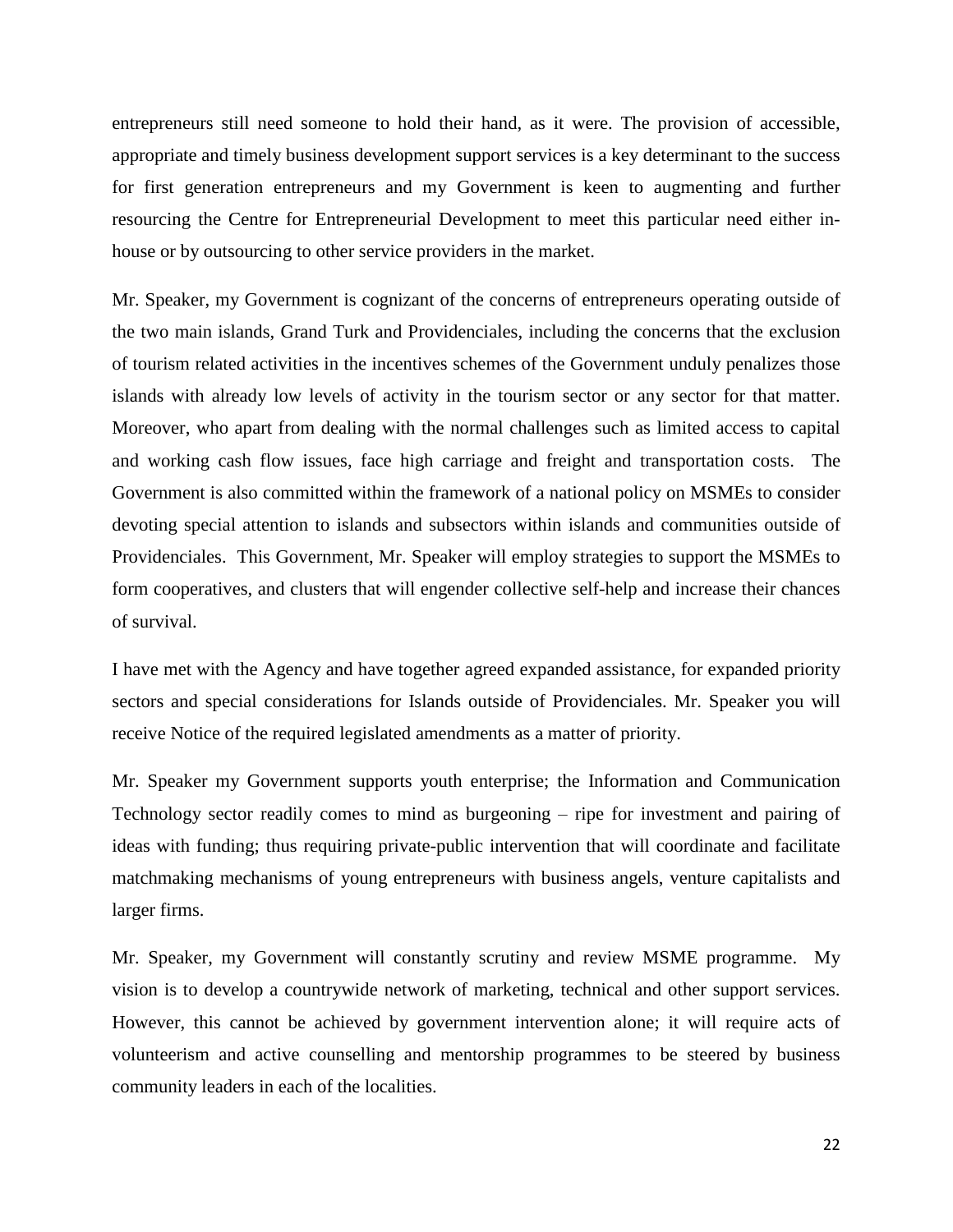entrepreneurs still need someone to hold their hand, as it were. The provision of accessible, appropriate and timely business development support services is a key determinant to the success for first generation entrepreneurs and my Government is keen to augmenting and further resourcing the Centre for Entrepreneurial Development to meet this particular need either in-house or by outsourcing to other service providers in the market.

Mr. Speaker, my Government is cognizant of the concerns of entrepreneurs operating outside of the two main islands, Grand Turk and Providenciales, including the concerns that the exclusion of tourism related activities in the incentives schemes of the Government unduly penalizes those islands with already low levels of activity in the tourism sector or any sector for that matter. Moreover, who apart from dealing with the normal challenges such as limited access to capital and working cash flow issues, face high carriage and freight and transportation costs. The Government is also committed within the framework of a national policy on MSMEs to consider devoting special attention to islands and subsectors within islands and communities outside of Providenciales. This Government, Mr. Speaker will employ strategies to support the MSMEs to form cooperatives, and clusters that will engender collective self-help and increase their chances of survival.

I have met with the Agency and have together agreed expanded assistance, for expanded priority sectors and special considerations for Islands outside of Providenciales. Mr. Speaker you will receive Notice of the required legislated amendments as a matter of priority.

Mr. Speaker my Government supports youth enterprise; the Information and Communication Technology sector readily comes to mind as burgeoning – ripe for investment and pairing of ideas with funding; thus requiring private-public intervention that will coordinate and facilitate matchmaking mechanisms of young entrepreneurs with business angels, venture capitalists and larger firms.

Mr. Speaker, my Government will constantly scrutiny and review MSME programme. My vision is to develop a countrywide network of marketing, technical and other support services. However, this cannot be achieved by government intervention alone; it will require acts of volunteerism and active counselling and mentorship programmes to be steered by business community leaders in each of the localities.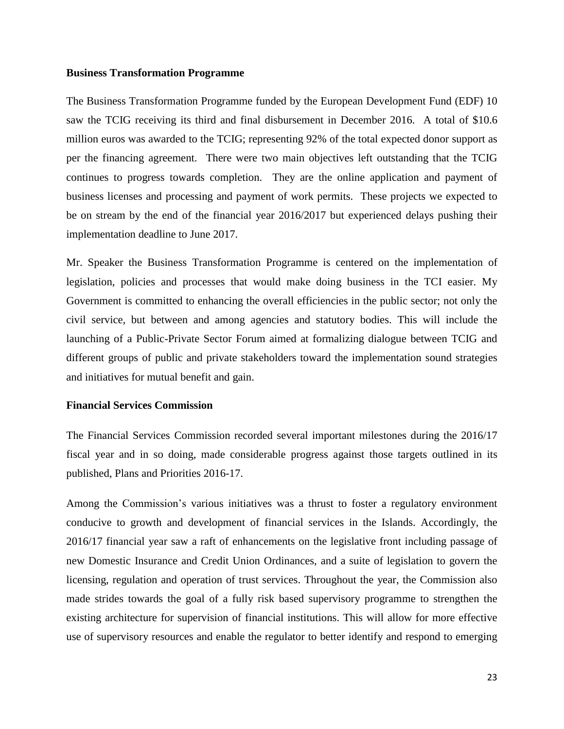**Business Transformation Programme**

The Business Transformation Programme funded by the European Development Fund (EDF) 10 saw the TCIG receiving its third and final disbursement in December 2016. A total of $10.6 million euros was awarded to the TCIG; representing 92% of the total expected donor support as per the financing agreement. There were two main objectives left outstanding that the TCIG continues to progress towards completion. They are the online application and payment of business licenses and processing and payment of work permits. These projects we expected to be on stream by the end of the financial year 2016/2017 but experienced delays pushing their implementation deadline to June 2017.

Mr. Speaker the Business Transformation Programme is centered on the implementation of legislation, policies and processes that would make doing business in the TCI easier. My Government is committed to enhancing the overall efficiencies in the public sector; not only the civil service, but between and among agencies and statutory bodies. This will include the launching of a Public-Private Sector Forum aimed at formalizing dialogue between TCIG and different groups of public and private stakeholders toward the implementation sound strategies and initiatives for mutual benefit and gain.

**Financial Services Commission**

The Financial Services Commission recorded several important milestones during the 2016/17 fiscal year and in so doing, made considerable progress against those targets outlined in its published, Plans and Priorities 2016-17.

Among the Commission's various initiatives was a thrust to foster a regulatory environment conducive to growth and development of financial services in the Islands. Accordingly, the 2016/17 financial year saw a raft of enhancements on the legislative front including passage of new Domestic Insurance and Credit Union Ordinances, and a suite of legislation to govern the licensing, regulation and operation of trust services. Throughout the year, the Commission also made strides towards the goal of a fully risk based supervisory programme to strengthen the existing architecture for supervision of financial institutions. This will allow for more effective use of supervisory resources and enable the regulator to better identify and respond to emerging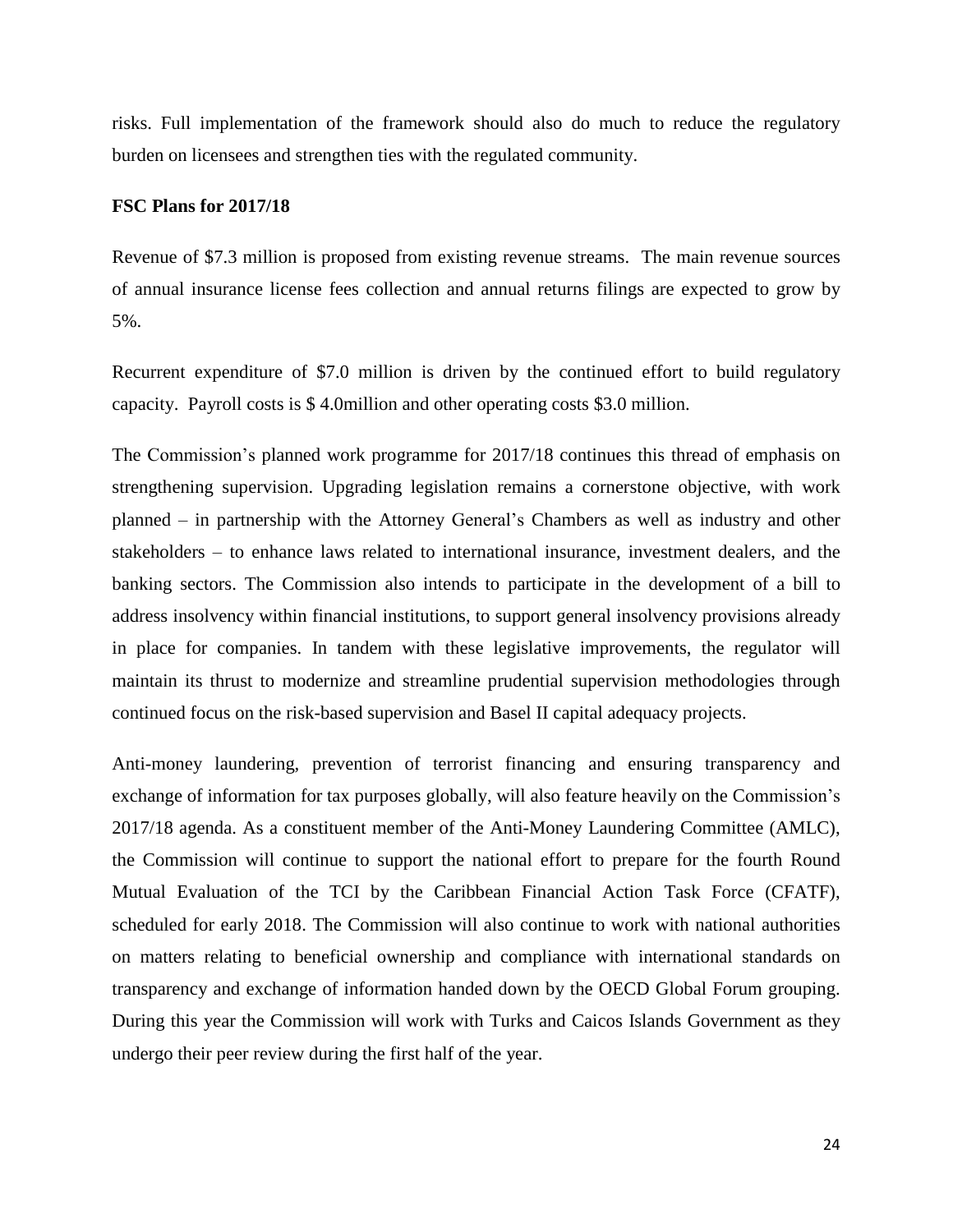risks. Full implementation of the framework should also do much to reduce the regulatory burden on licensees and strengthen ties with the regulated community.

**FSC Plans for 2017/18**

Revenue of $7.3 million is proposed from existing revenue streams. The main revenue sources of annual insurance license fees collection and annual returns filings are expected to grow by 5%.

Recurrent expenditure of $7.0 million is driven by the continued effort to build regulatory capacity. Payroll costs is $ 4.0million and other operating costs $3.0 million.

The Commission's planned work programme for 2017/18 continues this thread of emphasis on strengthening supervision. Upgrading legislation remains a cornerstone objective, with work planned – in partnership with the Attorney General's Chambers as well as industry and other stakeholders – to enhance laws related to international insurance, investment dealers, and the banking sectors. The Commission also intends to participate in the development of a bill to address insolvency within financial institutions, to support general insolvency provisions already in place for companies. In tandem with these legislative improvements, the regulator will maintain its thrust to modernize and streamline prudential supervision methodologies through continued focus on the risk-based supervision and Basel II capital adequacy projects.

Anti-money laundering, prevention of terrorist financing and ensuring transparency and exchange of information for tax purposes globally, will also feature heavily on the Commission's 2017/18 agenda. As a constituent member of the Anti-Money Laundering Committee (AMLC), the Commission will continue to support the national effort to prepare for the fourth Round Mutual Evaluation of the TCI by the Caribbean Financial Action Task Force (CFATF), scheduled for early 2018. The Commission will also continue to work with national authorities on matters relating to beneficial ownership and compliance with international standards on transparency and exchange of information handed down by the OECD Global Forum grouping. During this year the Commission will work with Turks and Caicos Islands Government as they undergo their peer review during the first half of the year.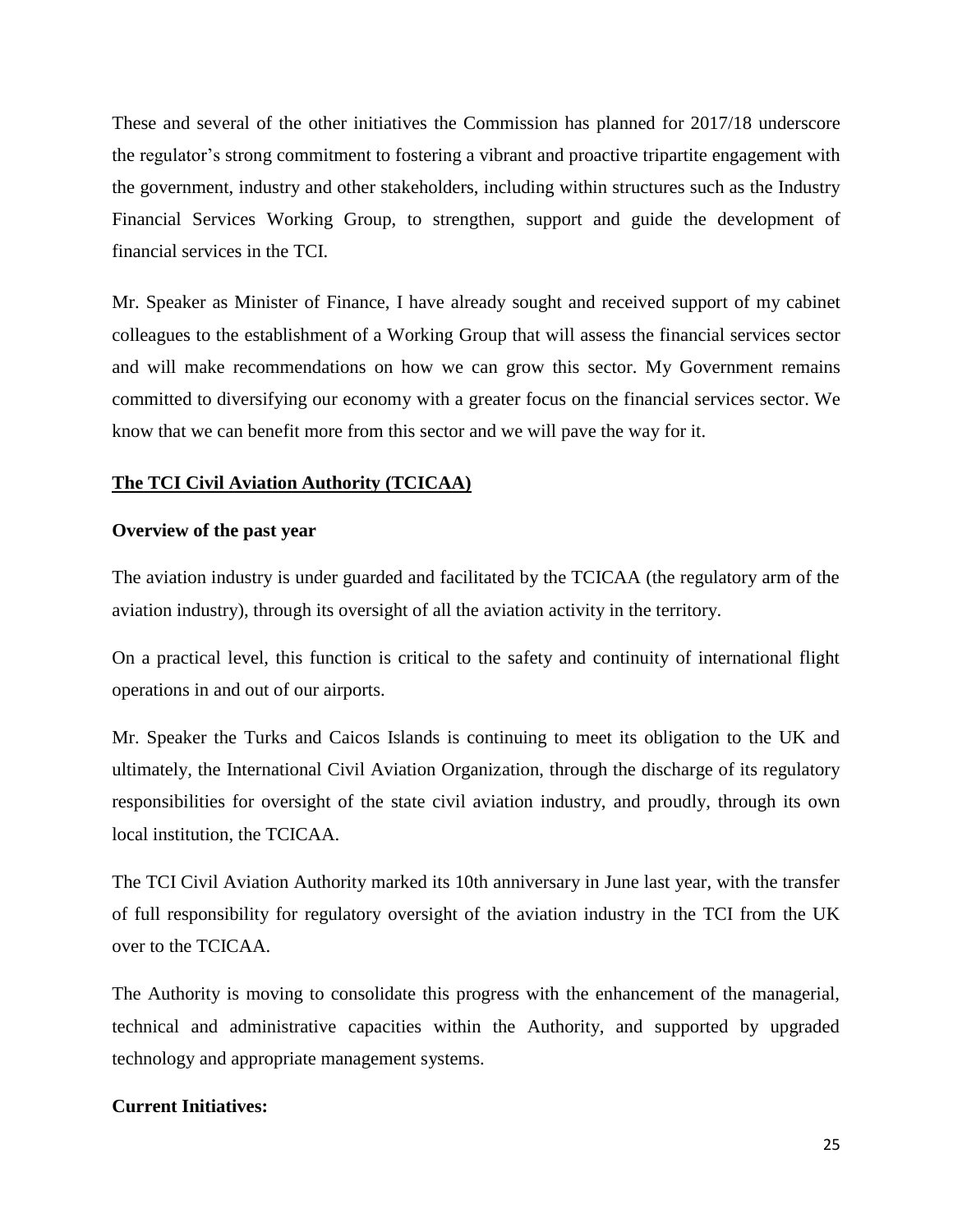These and several of the other initiatives the Commission has planned for 2017/18 underscore the regulator's strong commitment to fostering a vibrant and proactive tripartite engagement with the government, industry and other stakeholders, including within structures such as the Industry Financial Services Working Group, to strengthen, support and guide the development of financial services in the TCI.

Mr. Speaker as Minister of Finance, I have already sought and received support of my cabinet colleagues to the establishment of a Working Group that will assess the financial services sector and will make recommendations on how we can grow this sector. My Government remains committed to diversifying our economy with a greater focus on the financial services sector. We know that we can benefit more from this sector and we will pave the way for it.

## The TCI Civil Aviation Authority (TCICAA)

### Overview of the past year

The aviation industry is under guarded and facilitated by the TCICAA (the regulatory arm of the aviation industry), through its oversight of all the aviation activity in the territory.

On a practical level, this function is critical to the safety and continuity of international flight operations in and out of our airports.

Mr. Speaker the Turks and Caicos Islands is continuing to meet its obligation to the UK and ultimately, the International Civil Aviation Organization, through the discharge of its regulatory responsibilities for oversight of the state civil aviation industry, and proudly, through its own local institution, the TCICAA.

The TCI Civil Aviation Authority marked its 10th anniversary in June last year, with the transfer of full responsibility for regulatory oversight of the aviation industry in the TCI from the UK over to the TCICAA.

The Authority is moving to consolidate this progress with the enhancement of the managerial, technical and administrative capacities within the Authority, and supported by upgraded technology and appropriate management systems.

### Current Initiatives: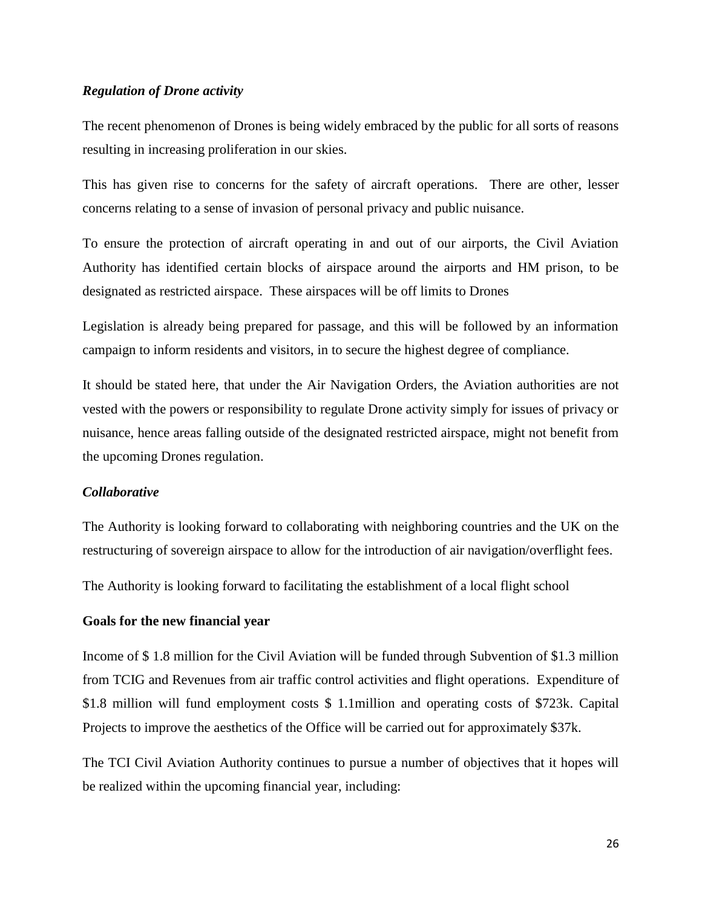***Regulation of Drone activity***

The recent phenomenon of Drones is being widely embraced by the public for all sorts of reasons resulting in increasing proliferation in our skies.

This has given rise to concerns for the safety of aircraft operations. There are other, lesser concerns relating to a sense of invasion of personal privacy and public nuisance.

To ensure the protection of aircraft operating in and out of our airports, the Civil Aviation Authority has identified certain blocks of airspace around the airports and HM prison, to be designated as restricted airspace. These airspaces will be off limits to Drones

Legislation is already being prepared for passage, and this will be followed by an information campaign to inform residents and visitors, in to secure the highest degree of compliance.

It should be stated here, that under the Air Navigation Orders, the Aviation authorities are not vested with the powers or responsibility to regulate Drone activity simply for issues of privacy or nuisance, hence areas falling outside of the designated restricted airspace, might not benefit from the upcoming Drones regulation.

***Collaborative***

The Authority is looking forward to collaborating with neighboring countries and the UK on the restructuring of sovereign airspace to allow for the introduction of air navigation/overflight fees.

The Authority is looking forward to facilitating the establishment of a local flight school

**Goals for the new financial year**

Income of $ 1.8 million for the Civil Aviation will be funded through Subvention of $1.3 million from TCIG and Revenues from air traffic control activities and flight operations. Expenditure of $1.8 million will fund employment costs $ 1.1million and operating costs of $723k. Capital Projects to improve the aesthetics of the Office will be carried out for approximately $37k.

The TCI Civil Aviation Authority continues to pursue a number of objectives that it hopes will be realized within the upcoming financial year, including: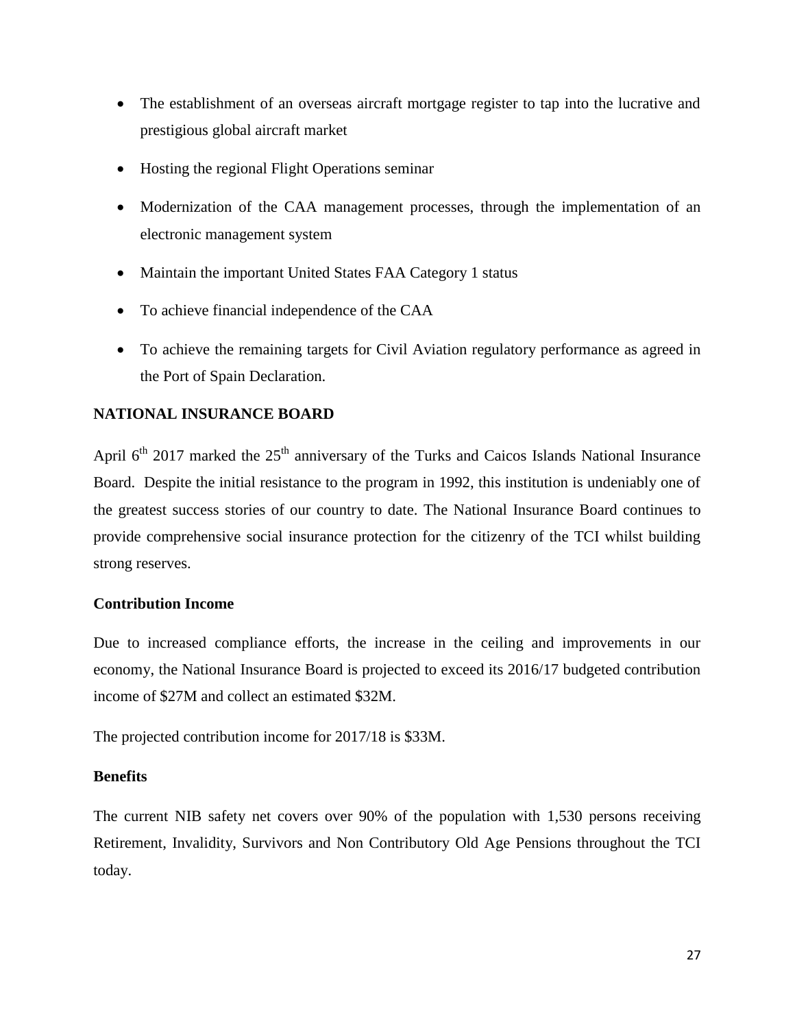- The establishment of an overseas aircraft mortgage register to tap into the lucrative and prestigious global aircraft market
- Hosting the regional Flight Operations seminar
- Modernization of the CAA management processes, through the implementation of an electronic management system
- Maintain the important United States FAA Category 1 status
- To achieve financial independence of the CAA
- To achieve the remaining targets for Civil Aviation regulatory performance as agreed in the Port of Spain Declaration.

**NATIONAL INSURANCE BOARD**

April 6th 2017 marked the 25th anniversary of the Turks and Caicos Islands National Insurance Board. Despite the initial resistance to the program in 1992, this institution is undeniably one of the greatest success stories of our country to date. The National Insurance Board continues to provide comprehensive social insurance protection for the citizenry of the TCI whilst building strong reserves.

**Contribution Income**

Due to increased compliance efforts, the increase in the ceiling and improvements in our economy, the National Insurance Board is projected to exceed its 2016/17 budgeted contribution income of $27M and collect an estimated $32M.

The projected contribution income for 2017/18 is $33M.

**Benefits**

The current NIB safety net covers over 90% of the population with 1,530 persons receiving Retirement, Invalidity, Survivors and Non Contributory Old Age Pensions throughout the TCI today.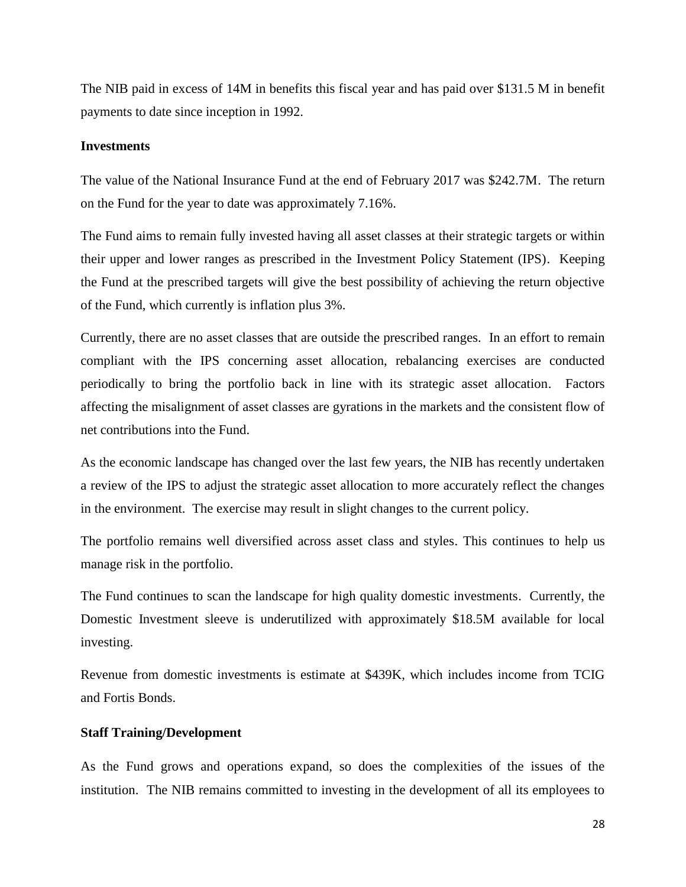The NIB paid in excess of 14M in benefits this fiscal year and has paid over $131.5 M in benefit payments to date since inception in 1992.

**Investments**

The value of the National Insurance Fund at the end of February 2017 was $242.7M. The return on the Fund for the year to date was approximately 7.16%.

The Fund aims to remain fully invested having all asset classes at their strategic targets or within their upper and lower ranges as prescribed in the Investment Policy Statement (IPS). Keeping the Fund at the prescribed targets will give the best possibility of achieving the return objective of the Fund, which currently is inflation plus 3%.

Currently, there are no asset classes that are outside the prescribed ranges. In an effort to remain compliant with the IPS concerning asset allocation, rebalancing exercises are conducted periodically to bring the portfolio back in line with its strategic asset allocation. Factors affecting the misalignment of asset classes are gyrations in the markets and the consistent flow of net contributions into the Fund.

As the economic landscape has changed over the last few years, the NIB has recently undertaken a review of the IPS to adjust the strategic asset allocation to more accurately reflect the changes in the environment. The exercise may result in slight changes to the current policy.

The portfolio remains well diversified across asset class and styles. This continues to help us manage risk in the portfolio.

The Fund continues to scan the landscape for high quality domestic investments. Currently, the Domestic Investment sleeve is underutilized with approximately $18.5M available for local investing.

Revenue from domestic investments is estimate at $439K, which includes income from TCIG and Fortis Bonds.

**Staff Training/Development**

As the Fund grows and operations expand, so does the complexities of the issues of the institution. The NIB remains committed to investing in the development of all its employees to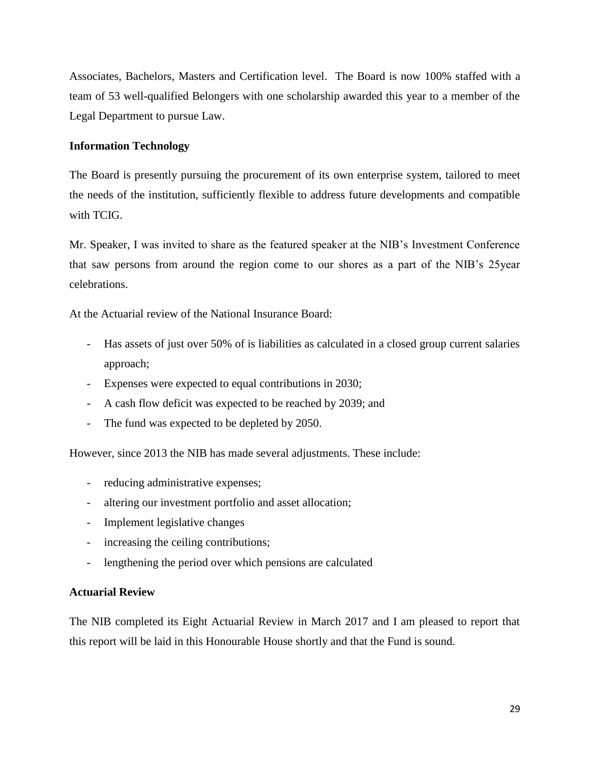Associates, Bachelors, Masters and Certification level. The Board is now 100% staffed with a team of 53 well-qualified Belongers with one scholarship awarded this year to a member of the Legal Department to pursue Law.

**Information Technology**

The Board is presently pursuing the procurement of its own enterprise system, tailored to meet the needs of the institution, sufficiently flexible to address future developments and compatible with TCIG.

Mr. Speaker, I was invited to share as the featured speaker at the NIB's Investment Conference that saw persons from around the region come to our shores as a part of the NIB's 25year celebrations.

At the Actuarial review of the National Insurance Board:

- Has assets of just over 50% of is liabilities as calculated in a closed group current salaries approach;
- Expenses were expected to equal contributions in 2030;
- A cash flow deficit was expected to be reached by 2039; and
- The fund was expected to be depleted by 2050.

However, since 2013 the NIB has made several adjustments. These include:

- reducing administrative expenses;
- altering our investment portfolio and asset allocation;
- Implement legislative changes
- increasing the ceiling contributions;
- lengthening the period over which pensions are calculated

**Actuarial Review**

The NIB completed its Eight Actuarial Review in March 2017 and I am pleased to report that this report will be laid in this Honourable House shortly and that the Fund is sound.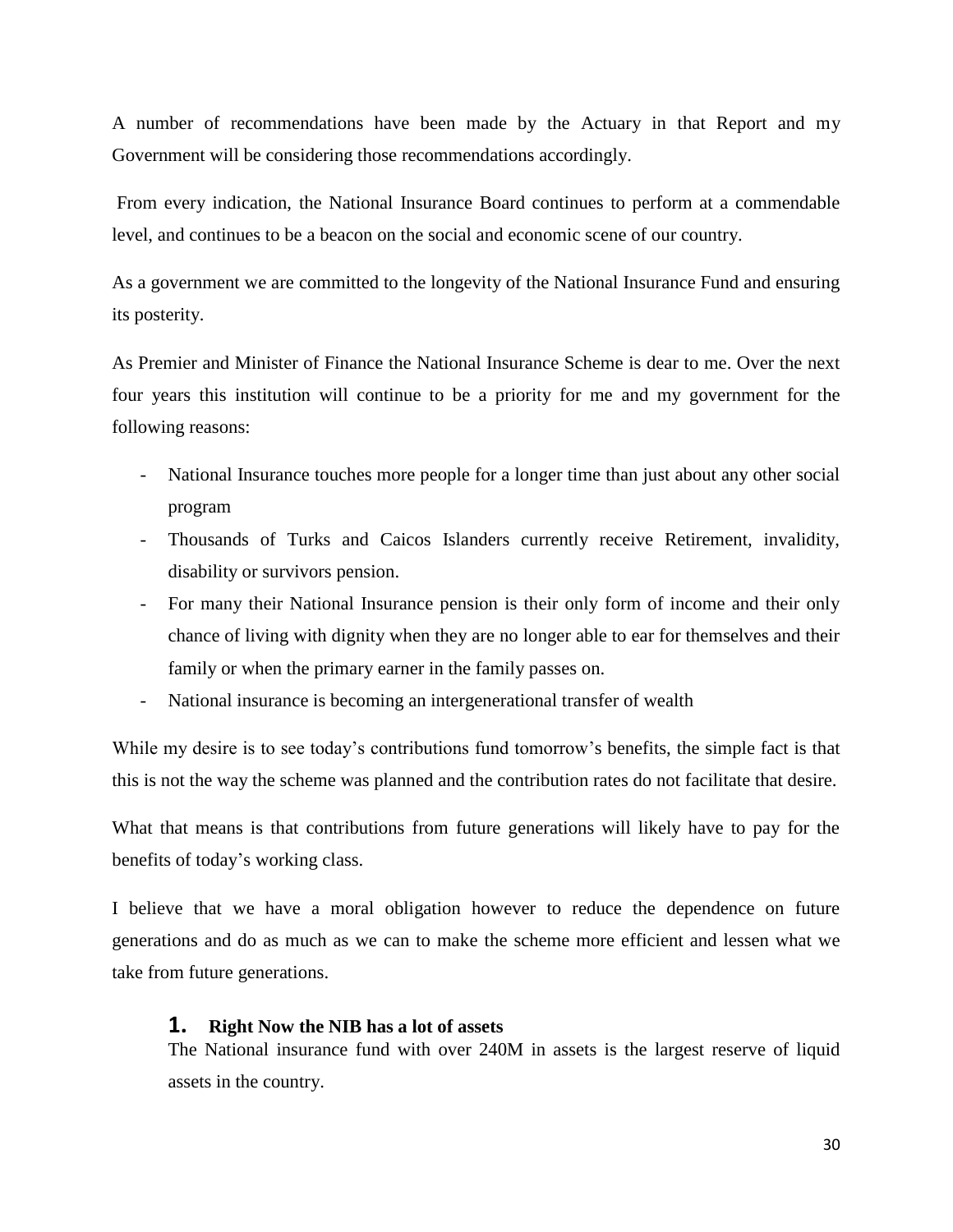A number of recommendations have been made by the Actuary in that Report and my Government will be considering those recommendations accordingly.

From every indication, the National Insurance Board continues to perform at a commendable level, and continues to be a beacon on the social and economic scene of our country.

As a government we are committed to the longevity of the National Insurance Fund and ensuring its posterity.

As Premier and Minister of Finance the National Insurance Scheme is dear to me. Over the next four years this institution will continue to be a priority for me and my government for the following reasons:

- National Insurance touches more people for a longer time than just about any other social program
- Thousands of Turks and Caicos Islanders currently receive Retirement, invalidity, disability or survivors pension.
- For many their National Insurance pension is their only form of income and their only chance of living with dignity when they are no longer able to ear for themselves and their family or when the primary earner in the family passes on.
- National insurance is becoming an intergenerational transfer of wealth

While my desire is to see today's contributions fund tomorrow's benefits, the simple fact is that this is not the way the scheme was planned and the contribution rates do not facilitate that desire.

What that means is that contributions from future generations will likely have to pay for the benefits of today's working class.

I believe that we have a moral obligation however to reduce the dependence on future generations and do as much as we can to make the scheme more efficient and lessen what we take from future generations.

1. **Right Now the NIB has a lot of assets**

   The National insurance fund with over 240M in assets is the largest reserve of liquid assets in the country.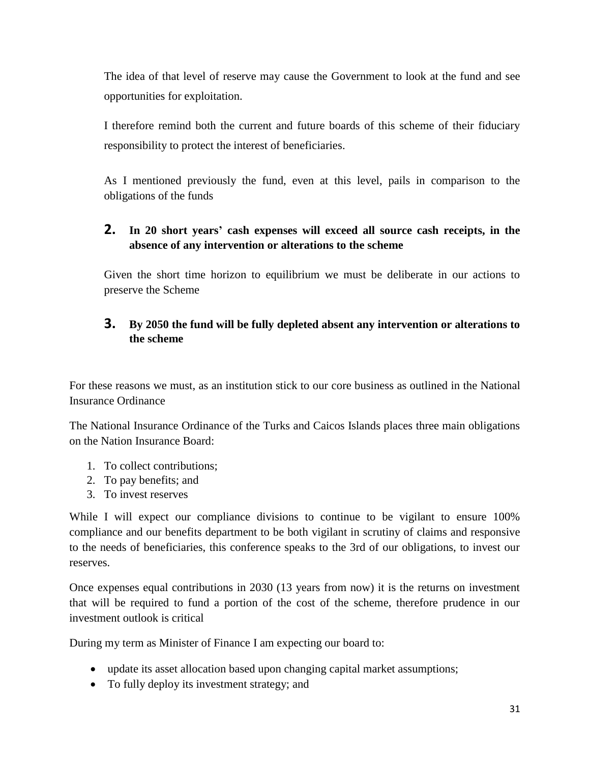The idea of that level of reserve may cause the Government to look at the fund and see opportunities for exploitation.

I therefore remind both the current and future boards of this scheme of their fiduciary responsibility to protect the interest of beneficiaries.

As I mentioned previously the fund, even at this level, pails in comparison to the obligations of the funds

2. **In 20 short years' cash expenses will exceed all source cash receipts, in the absence of any intervention or alterations to the scheme**

Given the short time horizon to equilibrium we must be deliberate in our actions to preserve the Scheme

3. **By 2050 the fund will be fully depleted absent any intervention or alterations to the scheme**

For these reasons we must, as an institution stick to our core business as outlined in the National Insurance Ordinance

The National Insurance Ordinance of the Turks and Caicos Islands places three main obligations on the Nation Insurance Board:

1. To collect contributions;
2. To pay benefits; and
3. To invest reserves

While I will expect our compliance divisions to continue to be vigilant to ensure 100% compliance and our benefits department to be both vigilant in scrutiny of claims and responsive to the needs of beneficiaries, this conference speaks to the 3rd of our obligations, to invest our reserves.

Once expenses equal contributions in 2030 (13 years from now) it is the returns on investment that will be required to fund a portion of the cost of the scheme, therefore prudence in our investment outlook is critical

During my term as Minister of Finance I am expecting our board to:

- update its asset allocation based upon changing capital market assumptions;
- To fully deploy its investment strategy; and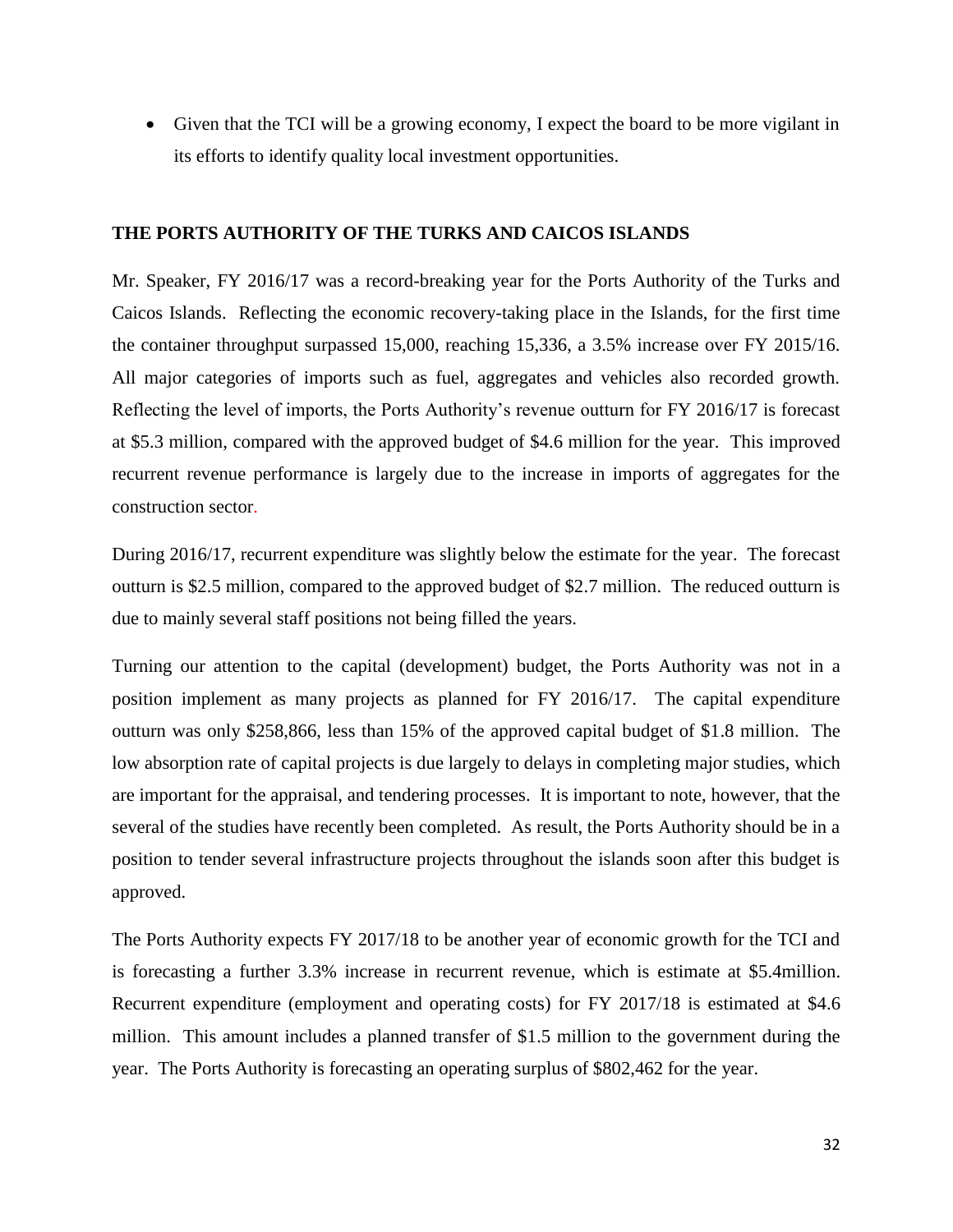- Given that the TCI will be a growing economy, I expect the board to be more vigilant in its efforts to identify quality local investment opportunities.

**THE PORTS AUTHORITY OF THE TURKS AND CAICOS ISLANDS**

Mr. Speaker, FY 2016/17 was a record-breaking year for the Ports Authority of the Turks and Caicos Islands. Reflecting the economic recovery-taking place in the Islands, for the first time the container throughput surpassed 15,000, reaching 15,336, a 3.5% increase over FY 2015/16. All major categories of imports such as fuel, aggregates and vehicles also recorded growth. Reflecting the level of imports, the Ports Authority's revenue outturn for FY 2016/17 is forecast at $5.3 million, compared with the approved budget of $4.6 million for the year. This improved recurrent revenue performance is largely due to the increase in imports of aggregates for the construction sector.

During 2016/17, recurrent expenditure was slightly below the estimate for the year. The forecast outturn is $2.5 million, compared to the approved budget of $2.7 million. The reduced outturn is due to mainly several staff positions not being filled the years.

Turning our attention to the capital (development) budget, the Ports Authority was not in a position implement as many projects as planned for FY 2016/17. The capital expenditure outturn was only $258,866, less than 15% of the approved capital budget of $1.8 million. The low absorption rate of capital projects is due largely to delays in completing major studies, which are important for the appraisal, and tendering processes. It is important to note, however, that the several of the studies have recently been completed. As result, the Ports Authority should be in a position to tender several infrastructure projects throughout the islands soon after this budget is approved.

The Ports Authority expects FY 2017/18 to be another year of economic growth for the TCI and is forecasting a further 3.3% increase in recurrent revenue, which is estimate at $5.4million. Recurrent expenditure (employment and operating costs) for FY 2017/18 is estimated at $4.6 million. This amount includes a planned transfer of $1.5 million to the government during the year. The Ports Authority is forecasting an operating surplus of $802,462 for the year.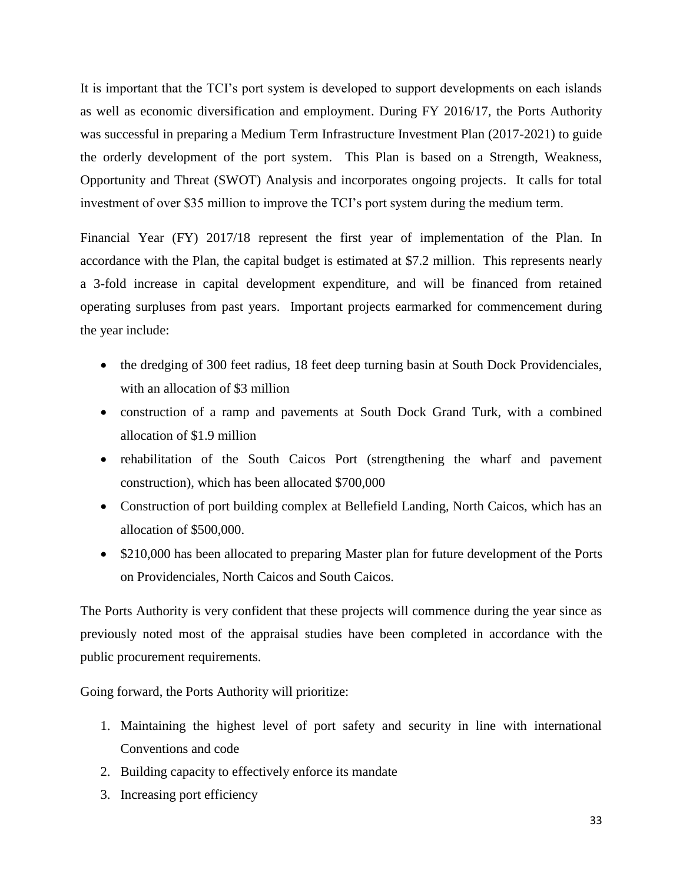It is important that the TCI's port system is developed to support developments on each islands as well as economic diversification and employment. During FY 2016/17, the Ports Authority was successful in preparing a Medium Term Infrastructure Investment Plan (2017-2021) to guide the orderly development of the port system. This Plan is based on a Strength, Weakness, Opportunity and Threat (SWOT) Analysis and incorporates ongoing projects. It calls for total investment of over $35 million to improve the TCI's port system during the medium term.

Financial Year (FY) 2017/18 represent the first year of implementation of the Plan. In accordance with the Plan, the capital budget is estimated at $7.2 million. This represents nearly a 3-fold increase in capital development expenditure, and will be financed from retained operating surpluses from past years. Important projects earmarked for commencement during the year include:

- the dredging of 300 feet radius, 18 feet deep turning basin at South Dock Providenciales, with an allocation of $3 million
- construction of a ramp and pavements at South Dock Grand Turk, with a combined allocation of $1.9 million
- rehabilitation of the South Caicos Port (strengthening the wharf and pavement construction), which has been allocated $700,000
- Construction of port building complex at Bellefield Landing, North Caicos, which has an allocation of $500,000.
- $210,000 has been allocated to preparing Master plan for future development of the Ports on Providenciales, North Caicos and South Caicos.

The Ports Authority is very confident that these projects will commence during the year since as previously noted most of the appraisal studies have been completed in accordance with the public procurement requirements.

Going forward, the Ports Authority will prioritize:

1. Maintaining the highest level of port safety and security in line with international Conventions and code
2. Building capacity to effectively enforce its mandate
3. Increasing port efficiency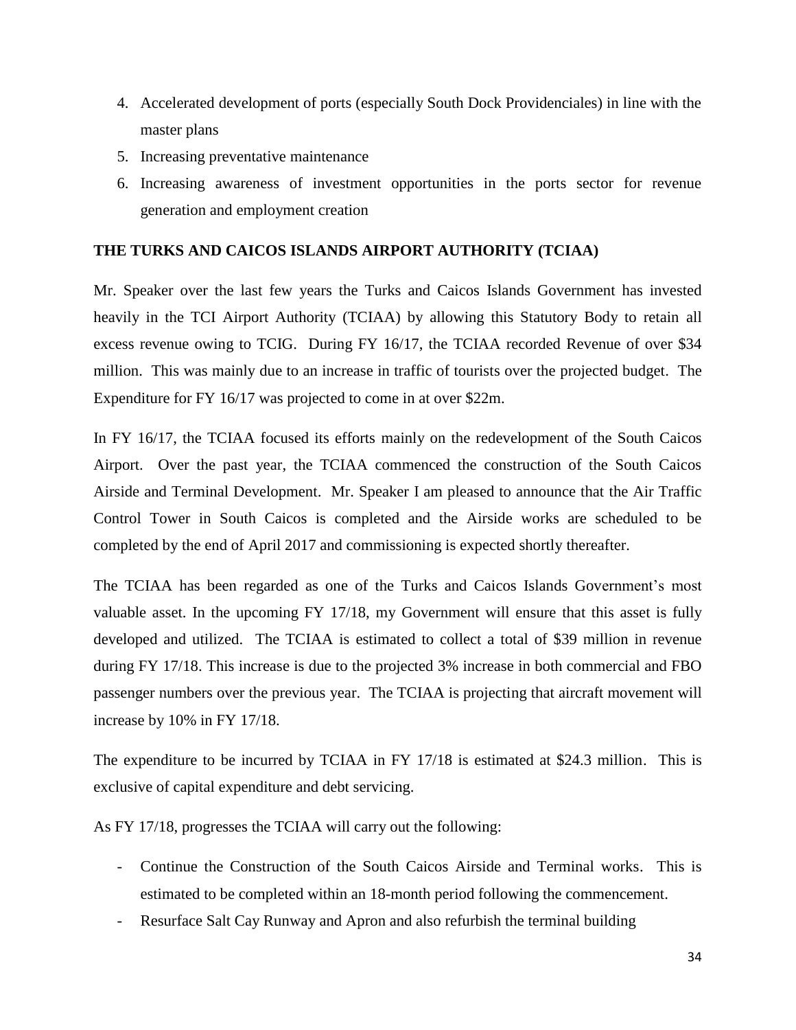4. Accelerated development of ports (especially South Dock Providenciales) in line with the master plans
5. Increasing preventative maintenance
6. Increasing awareness of investment opportunities in the ports sector for revenue generation and employment creation

**THE TURKS AND CAICOS ISLANDS AIRPORT AUTHORITY (TCIAA)**

Mr. Speaker over the last few years the Turks and Caicos Islands Government has invested heavily in the TCI Airport Authority (TCIAA) by allowing this Statutory Body to retain all excess revenue owing to TCIG. During FY 16/17, the TCIAA recorded Revenue of over $34 million. This was mainly due to an increase in traffic of tourists over the projected budget. The Expenditure for FY 16/17 was projected to come in at over $22m.

In FY 16/17, the TCIAA focused its efforts mainly on the redevelopment of the South Caicos Airport. Over the past year, the TCIAA commenced the construction of the South Caicos Airside and Terminal Development. Mr. Speaker I am pleased to announce that the Air Traffic Control Tower in South Caicos is completed and the Airside works are scheduled to be completed by the end of April 2017 and commissioning is expected shortly thereafter.

The TCIAA has been regarded as one of the Turks and Caicos Islands Government's most valuable asset. In the upcoming FY 17/18, my Government will ensure that this asset is fully developed and utilized. The TCIAA is estimated to collect a total of $39 million in revenue during FY 17/18. This increase is due to the projected 3% increase in both commercial and FBO passenger numbers over the previous year. The TCIAA is projecting that aircraft movement will increase by 10% in FY 17/18.

The expenditure to be incurred by TCIAA in FY 17/18 is estimated at $24.3 million. This is exclusive of capital expenditure and debt servicing.

As FY 17/18, progresses the TCIAA will carry out the following:

- Continue the Construction of the South Caicos Airside and Terminal works. This is estimated to be completed within an 18-month period following the commencement.
- Resurface Salt Cay Runway and Apron and also refurbish the terminal building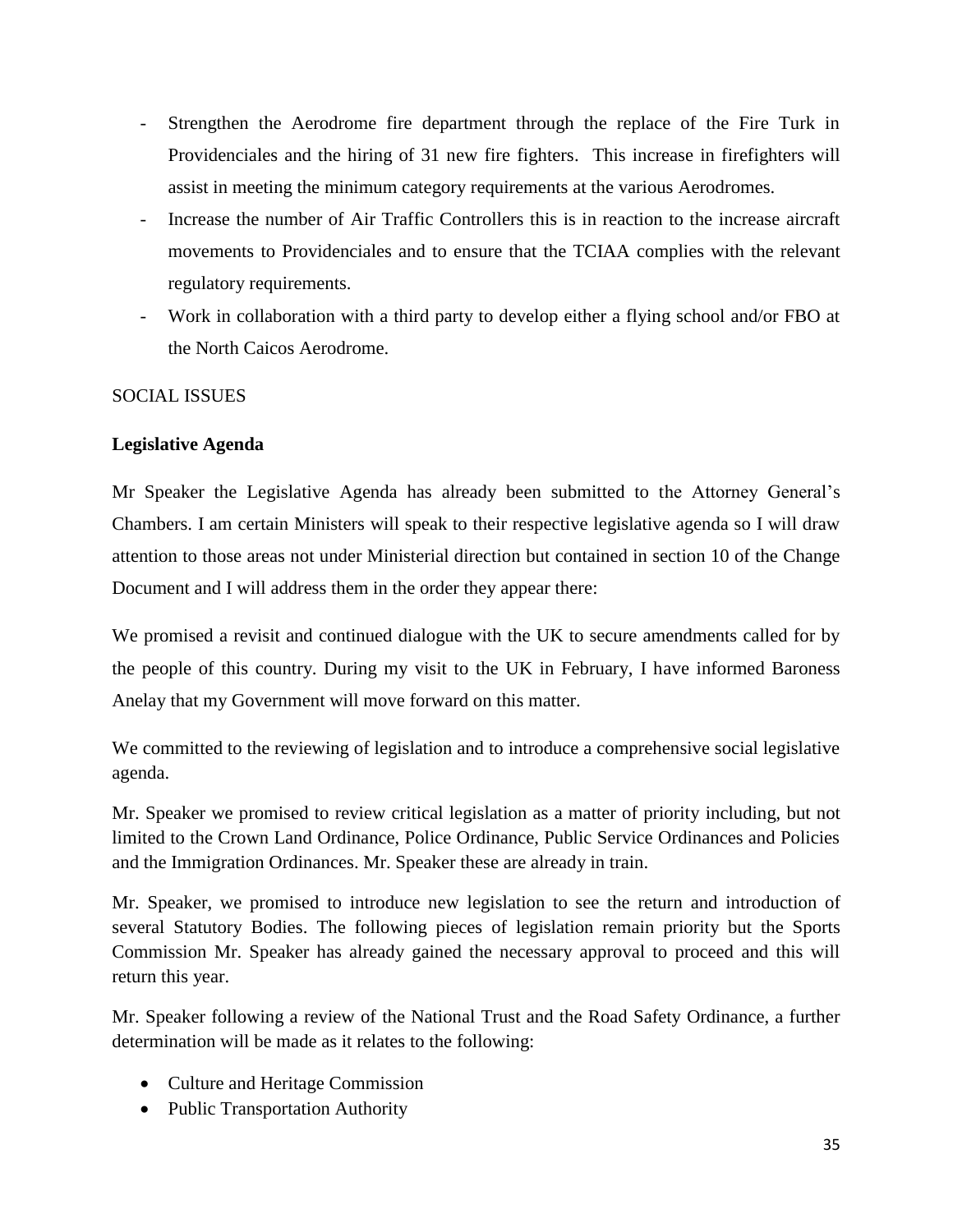- Strengthen the Aerodrome fire department through the replace of the Fire Turk in Providenciales and the hiring of 31 new fire fighters. This increase in firefighters will assist in meeting the minimum category requirements at the various Aerodromes.
- Increase the number of Air Traffic Controllers this is in reaction to the increase aircraft movements to Providenciales and to ensure that the TCIAA complies with the relevant regulatory requirements.
- Work in collaboration with a third party to develop either a flying school and/or FBO at the North Caicos Aerodrome.

SOCIAL ISSUES

**Legislative Agenda**

Mr Speaker the Legislative Agenda has already been submitted to the Attorney General's Chambers. I am certain Ministers will speak to their respective legislative agenda so I will draw attention to those areas not under Ministerial direction but contained in section 10 of the Change Document and I will address them in the order they appear there:

We promised a revisit and continued dialogue with the UK to secure amendments called for by the people of this country. During my visit to the UK in February, I have informed Baroness Anelay that my Government will move forward on this matter.

We committed to the reviewing of legislation and to introduce a comprehensive social legislative agenda.

Mr. Speaker we promised to review critical legislation as a matter of priority including, but not limited to the Crown Land Ordinance, Police Ordinance, Public Service Ordinances and Policies and the Immigration Ordinances. Mr. Speaker these are already in train.

Mr. Speaker, we promised to introduce new legislation to see the return and introduction of several Statutory Bodies. The following pieces of legislation remain priority but the Sports Commission Mr. Speaker has already gained the necessary approval to proceed and this will return this year.

Mr. Speaker following a review of the National Trust and the Road Safety Ordinance, a further determination will be made as it relates to the following:

- Culture and Heritage Commission
- Public Transportation Authority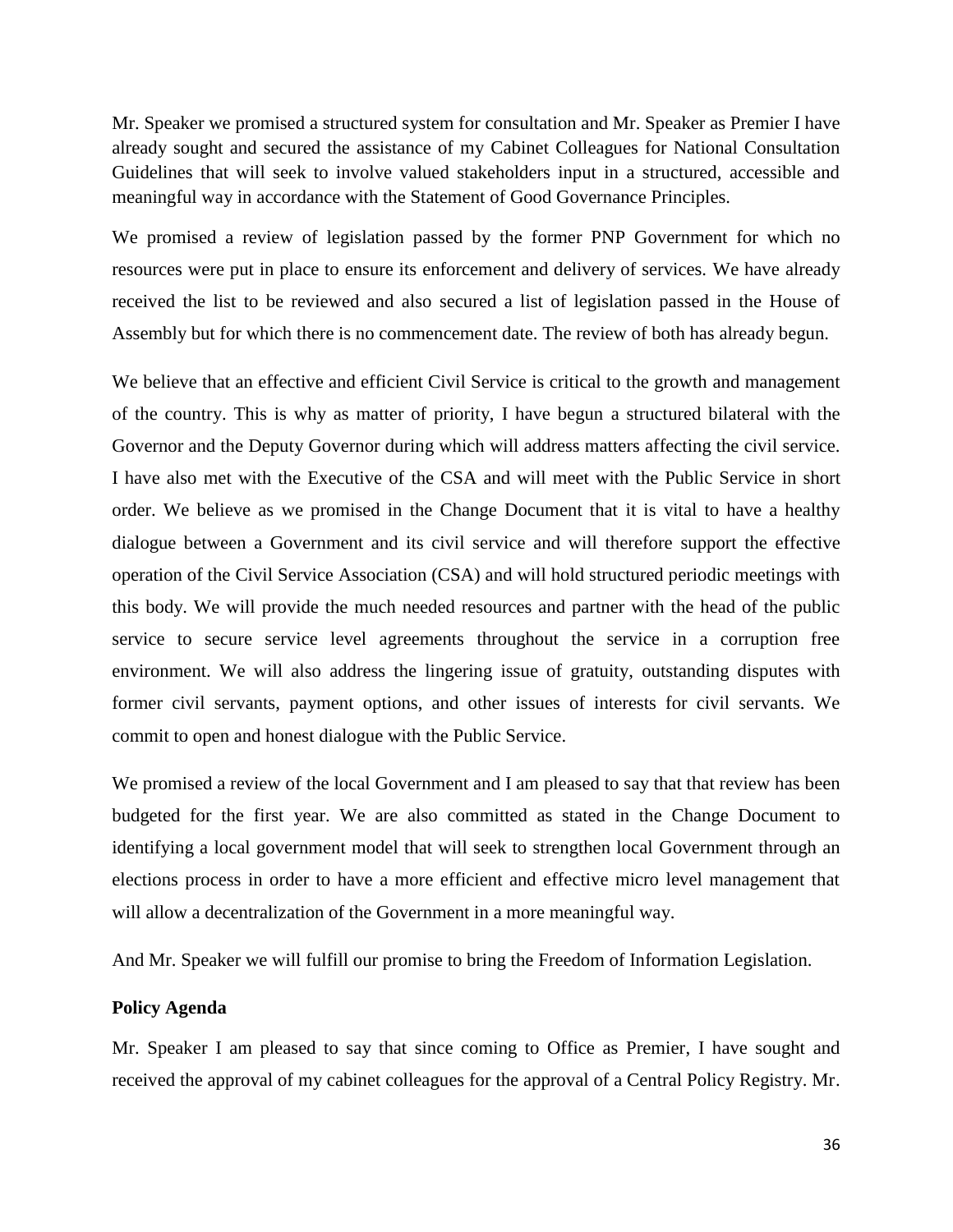Mr. Speaker we promised a structured system for consultation and Mr. Speaker as Premier I have already sought and secured the assistance of my Cabinet Colleagues for National Consultation Guidelines that will seek to involve valued stakeholders input in a structured, accessible and meaningful way in accordance with the Statement of Good Governance Principles.

We promised a review of legislation passed by the former PNP Government for which no resources were put in place to ensure its enforcement and delivery of services. We have already received the list to be reviewed and also secured a list of legislation passed in the House of Assembly but for which there is no commencement date. The review of both has already begun.

We believe that an effective and efficient Civil Service is critical to the growth and management of the country. This is why as matter of priority, I have begun a structured bilateral with the Governor and the Deputy Governor during which will address matters affecting the civil service. I have also met with the Executive of the CSA and will meet with the Public Service in short order. We believe as we promised in the Change Document that it is vital to have a healthy dialogue between a Government and its civil service and will therefore support the effective operation of the Civil Service Association (CSA) and will hold structured periodic meetings with this body. We will provide the much needed resources and partner with the head of the public service to secure service level agreements throughout the service in a corruption free environment. We will also address the lingering issue of gratuity, outstanding disputes with former civil servants, payment options, and other issues of interests for civil servants. We commit to open and honest dialogue with the Public Service.

We promised a review of the local Government and I am pleased to say that that review has been budgeted for the first year. We are also committed as stated in the Change Document to identifying a local government model that will seek to strengthen local Government through an elections process in order to have a more efficient and effective micro level management that will allow a decentralization of the Government in a more meaningful way.

And Mr. Speaker we will fulfill our promise to bring the Freedom of Information Legislation.

**Policy Agenda**

Mr. Speaker I am pleased to say that since coming to Office as Premier, I have sought and received the approval of my cabinet colleagues for the approval of a Central Policy Registry. Mr.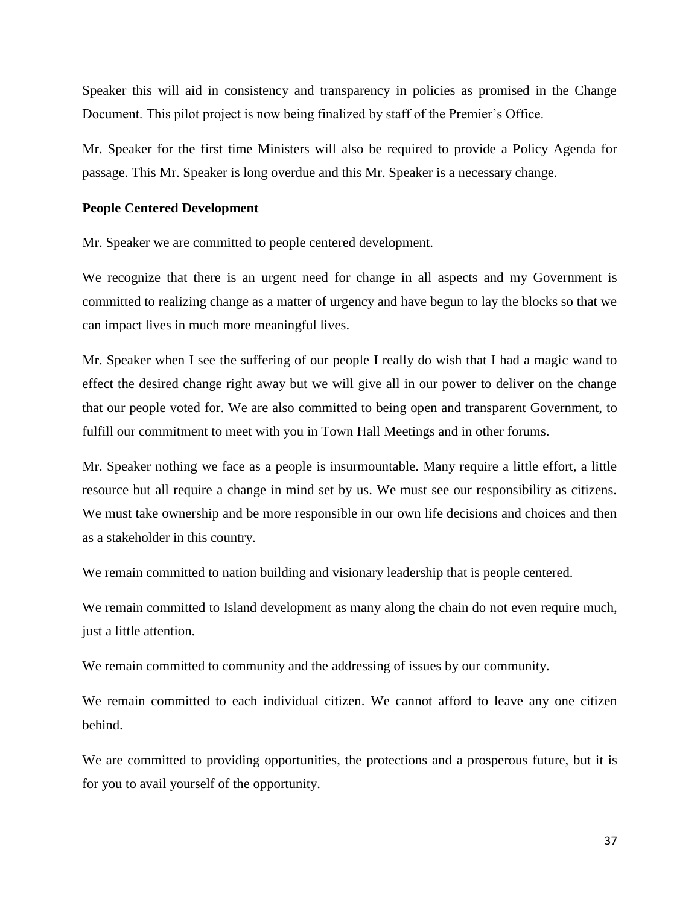Speaker this will aid in consistency and transparency in policies as promised in the Change Document. This pilot project is now being finalized by staff of the Premier's Office.

Mr. Speaker for the first time Ministers will also be required to provide a Policy Agenda for passage. This Mr. Speaker is long overdue and this Mr. Speaker is a necessary change.

**People Centered Development**

Mr. Speaker we are committed to people centered development.

We recognize that there is an urgent need for change in all aspects and my Government is committed to realizing change as a matter of urgency and have begun to lay the blocks so that we can impact lives in much more meaningful lives.

Mr. Speaker when I see the suffering of our people I really do wish that I had a magic wand to effect the desired change right away but we will give all in our power to deliver on the change that our people voted for. We are also committed to being open and transparent Government, to fulfill our commitment to meet with you in Town Hall Meetings and in other forums.

Mr. Speaker nothing we face as a people is insurmountable. Many require a little effort, a little resource but all require a change in mind set by us. We must see our responsibility as citizens. We must take ownership and be more responsible in our own life decisions and choices and then as a stakeholder in this country.

We remain committed to nation building and visionary leadership that is people centered.

We remain committed to Island development as many along the chain do not even require much, just a little attention.

We remain committed to community and the addressing of issues by our community.

We remain committed to each individual citizen. We cannot afford to leave any one citizen behind.

We are committed to providing opportunities, the protections and a prosperous future, but it is for you to avail yourself of the opportunity.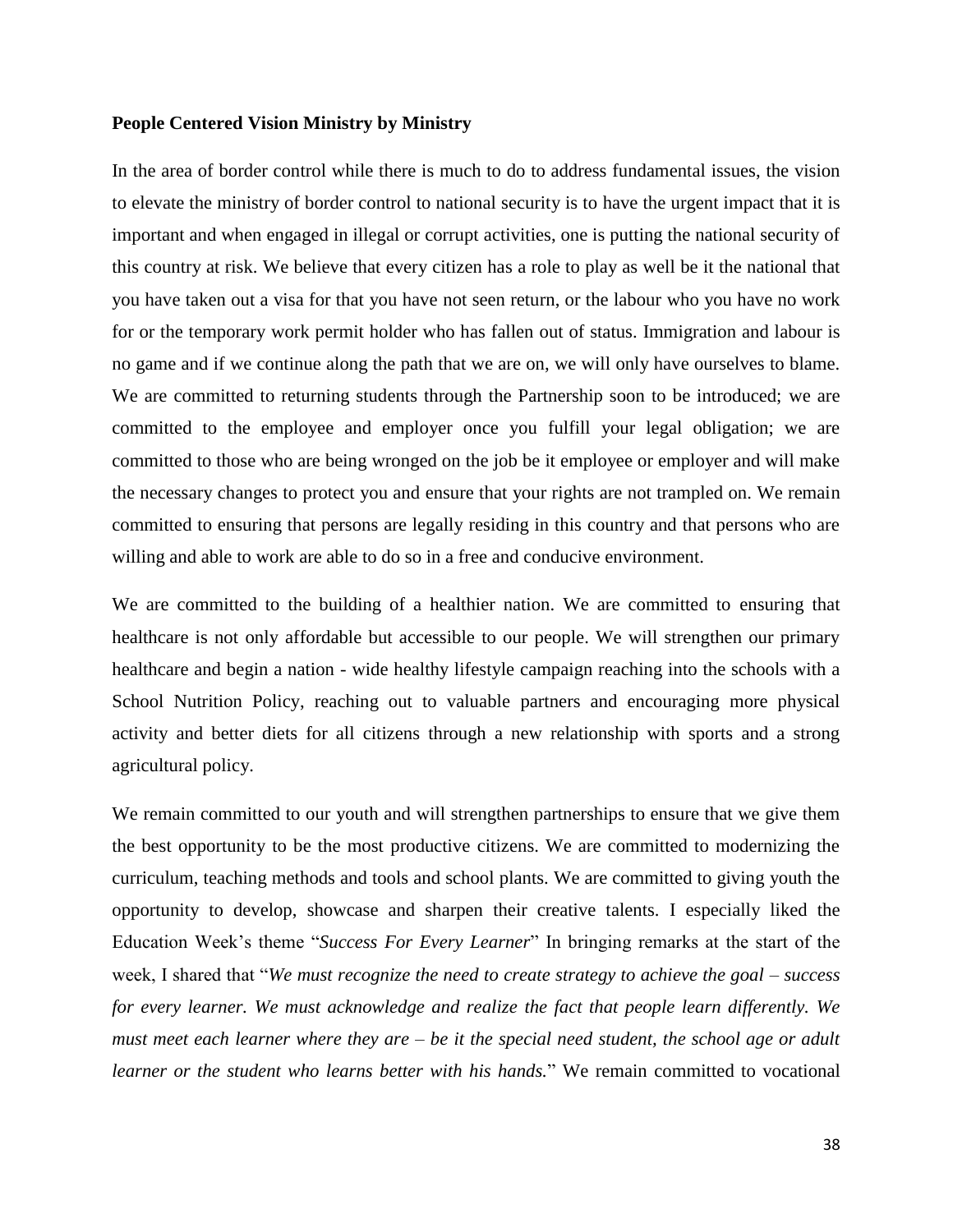**People Centered Vision Ministry by Ministry**

In the area of border control while there is much to do to address fundamental issues, the vision to elevate the ministry of border control to national security is to have the urgent impact that it is important and when engaged in illegal or corrupt activities, one is putting the national security of this country at risk. We believe that every citizen has a role to play as well be it the national that you have taken out a visa for that you have not seen return, or the labour who you have no work for or the temporary work permit holder who has fallen out of status. Immigration and labour is no game and if we continue along the path that we are on, we will only have ourselves to blame. We are committed to returning students through the Partnership soon to be introduced; we are committed to the employee and employer once you fulfill your legal obligation; we are committed to those who are being wronged on the job be it employee or employer and will make the necessary changes to protect you and ensure that your rights are not trampled on. We remain committed to ensuring that persons are legally residing in this country and that persons who are willing and able to work are able to do so in a free and conducive environment.

We are committed to the building of a healthier nation. We are committed to ensuring that healthcare is not only affordable but accessible to our people. We will strengthen our primary healthcare and begin a nation - wide healthy lifestyle campaign reaching into the schools with a School Nutrition Policy, reaching out to valuable partners and encouraging more physical activity and better diets for all citizens through a new relationship with sports and a strong agricultural policy.

We remain committed to our youth and will strengthen partnerships to ensure that we give them the best opportunity to be the most productive citizens. We are committed to modernizing the curriculum, teaching methods and tools and school plants. We are committed to giving youth the opportunity to develop, showcase and sharpen their creative talents. I especially liked the Education Week's theme "*Success For Every Learner*" In bringing remarks at the start of the week, I shared that "*We must recognize the need to create strategy to achieve the goal – success for every learner. We must acknowledge and realize the fact that people learn differently. We must meet each learner where they are – be it the special need student, the school age or adult learner or the student who learns better with his hands.*" We remain committed to vocational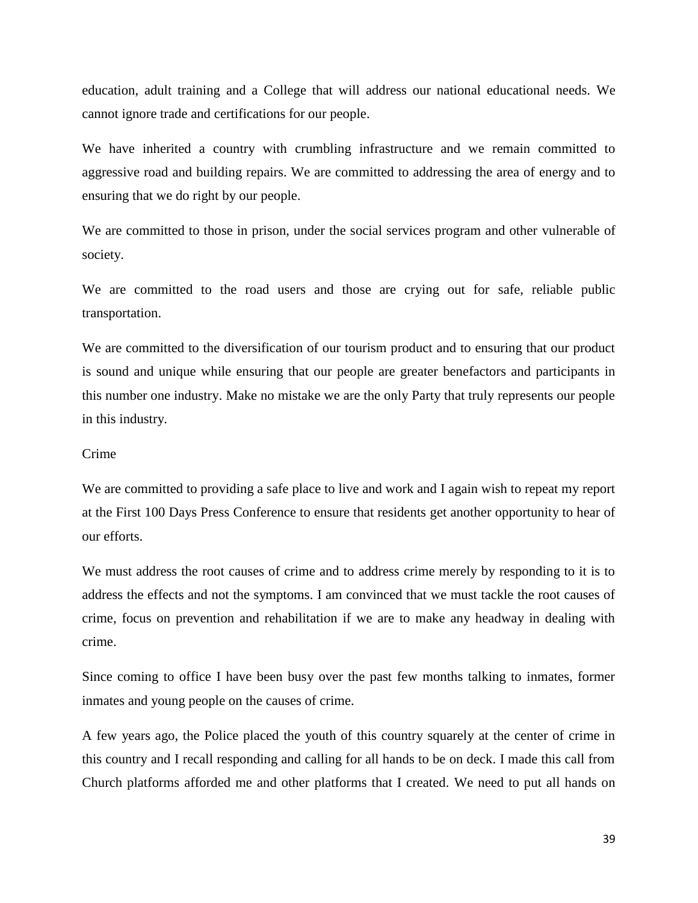education, adult training and a College that will address our national educational needs. We cannot ignore trade and certifications for our people.

We have inherited a country with crumbling infrastructure and we remain committed to aggressive road and building repairs. We are committed to addressing the area of energy and to ensuring that we do right by our people.

We are committed to those in prison, under the social services program and other vulnerable of society.

We are committed to the road users and those are crying out for safe, reliable public transportation.

We are committed to the diversification of our tourism product and to ensuring that our product is sound and unique while ensuring that our people are greater benefactors and participants in this number one industry. Make no mistake we are the only Party that truly represents our people in this industry.

## Crime

We are committed to providing a safe place to live and work and I again wish to repeat my report at the First 100 Days Press Conference to ensure that residents get another opportunity to hear of our efforts.

We must address the root causes of crime and to address crime merely by responding to it is to address the effects and not the symptoms. I am convinced that we must tackle the root causes of crime, focus on prevention and rehabilitation if we are to make any headway in dealing with crime.

Since coming to office I have been busy over the past few months talking to inmates, former inmates and young people on the causes of crime.

A few years ago, the Police placed the youth of this country squarely at the center of crime in this country and I recall responding and calling for all hands to be on deck. I made this call from Church platforms afforded me and other platforms that I created. We need to put all hands on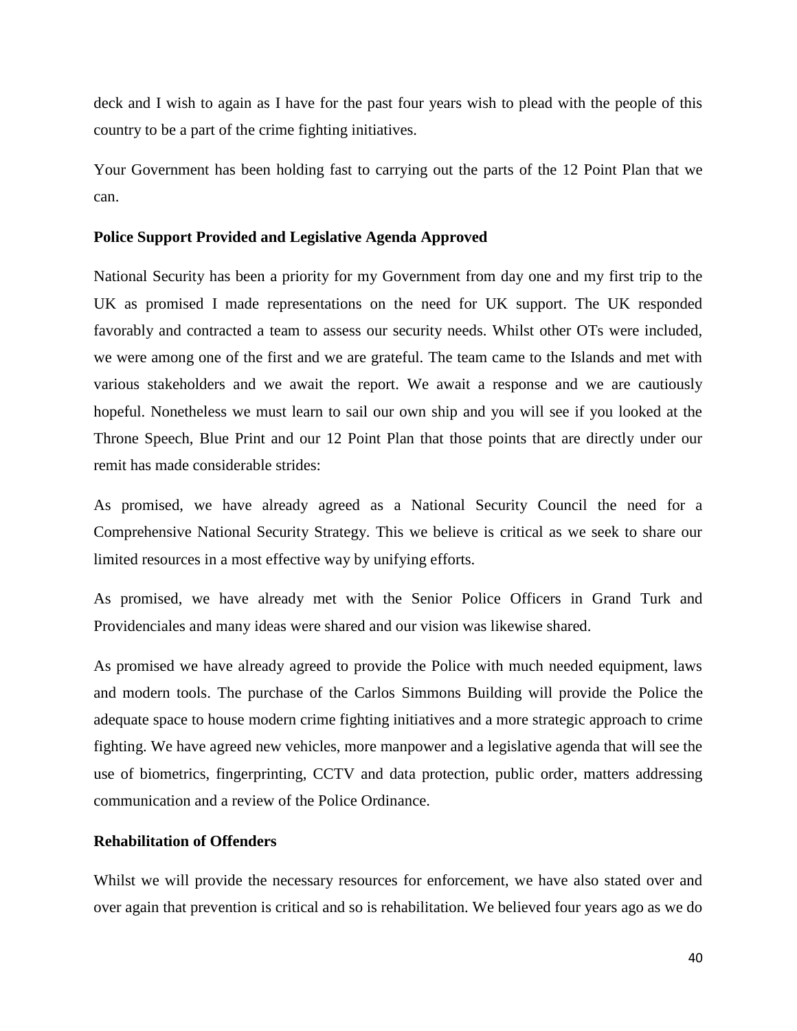deck and I wish to again as I have for the past four years wish to plead with the people of this country to be a part of the crime fighting initiatives.

Your Government has been holding fast to carrying out the parts of the 12 Point Plan that we can.

**Police Support Provided and Legislative Agenda Approved**

National Security has been a priority for my Government from day one and my first trip to the UK as promised I made representations on the need for UK support. The UK responded favorably and contracted a team to assess our security needs. Whilst other OTs were included, we were among one of the first and we are grateful. The team came to the Islands and met with various stakeholders and we await the report. We await a response and we are cautiously hopeful. Nonetheless we must learn to sail our own ship and you will see if you looked at the Throne Speech, Blue Print and our 12 Point Plan that those points that are directly under our remit has made considerable strides:

As promised, we have already agreed as a National Security Council the need for a Comprehensive National Security Strategy. This we believe is critical as we seek to share our limited resources in a most effective way by unifying efforts.

As promised, we have already met with the Senior Police Officers in Grand Turk and Providenciales and many ideas were shared and our vision was likewise shared.

As promised we have already agreed to provide the Police with much needed equipment, laws and modern tools. The purchase of the Carlos Simmons Building will provide the Police the adequate space to house modern crime fighting initiatives and a more strategic approach to crime fighting. We have agreed new vehicles, more manpower and a legislative agenda that will see the use of biometrics, fingerprinting, CCTV and data protection, public order, matters addressing communication and a review of the Police Ordinance.

**Rehabilitation of Offenders**

Whilst we will provide the necessary resources for enforcement, we have also stated over and over again that prevention is critical and so is rehabilitation. We believed four years ago as we do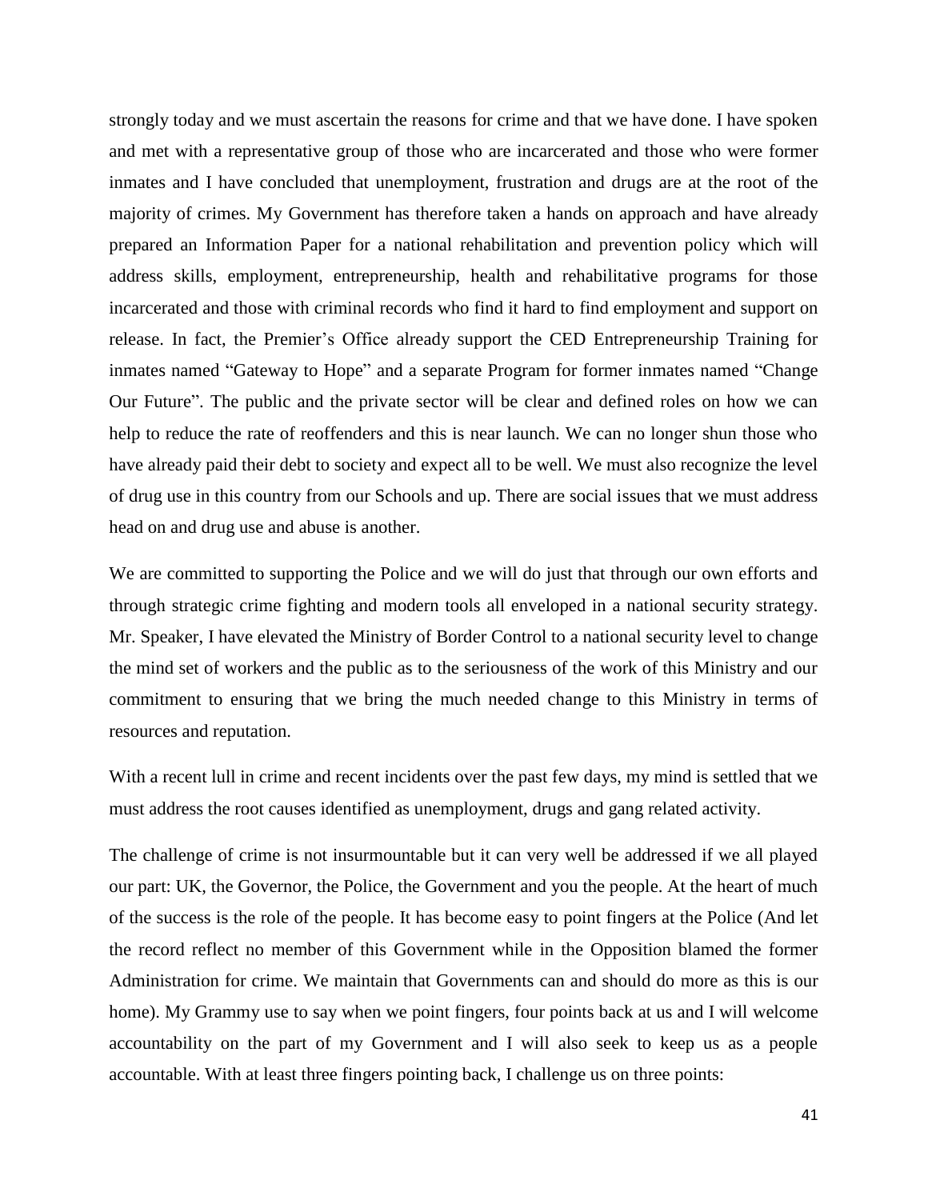strongly today and we must ascertain the reasons for crime and that we have done. I have spoken and met with a representative group of those who are incarcerated and those who were former inmates and I have concluded that unemployment, frustration and drugs are at the root of the majority of crimes. My Government has therefore taken a hands on approach and have already prepared an Information Paper for a national rehabilitation and prevention policy which will address skills, employment, entrepreneurship, health and rehabilitative programs for those incarcerated and those with criminal records who find it hard to find employment and support on release. In fact, the Premier's Office already support the CED Entrepreneurship Training for inmates named "Gateway to Hope" and a separate Program for former inmates named "Change Our Future". The public and the private sector will be clear and defined roles on how we can help to reduce the rate of reoffenders and this is near launch. We can no longer shun those who have already paid their debt to society and expect all to be well. We must also recognize the level of drug use in this country from our Schools and up. There are social issues that we must address head on and drug use and abuse is another.

We are committed to supporting the Police and we will do just that through our own efforts and through strategic crime fighting and modern tools all enveloped in a national security strategy. Mr. Speaker, I have elevated the Ministry of Border Control to a national security level to change the mind set of workers and the public as to the seriousness of the work of this Ministry and our commitment to ensuring that we bring the much needed change to this Ministry in terms of resources and reputation.

With a recent lull in crime and recent incidents over the past few days, my mind is settled that we must address the root causes identified as unemployment, drugs and gang related activity.

The challenge of crime is not insurmountable but it can very well be addressed if we all played our part: UK, the Governor, the Police, the Government and you the people. At the heart of much of the success is the role of the people. It has become easy to point fingers at the Police (And let the record reflect no member of this Government while in the Opposition blamed the former Administration for crime. We maintain that Governments can and should do more as this is our home). My Grammy use to say when we point fingers, four points back at us and I will welcome accountability on the part of my Government and I will also seek to keep us as a people accountable. With at least three fingers pointing back, I challenge us on three points: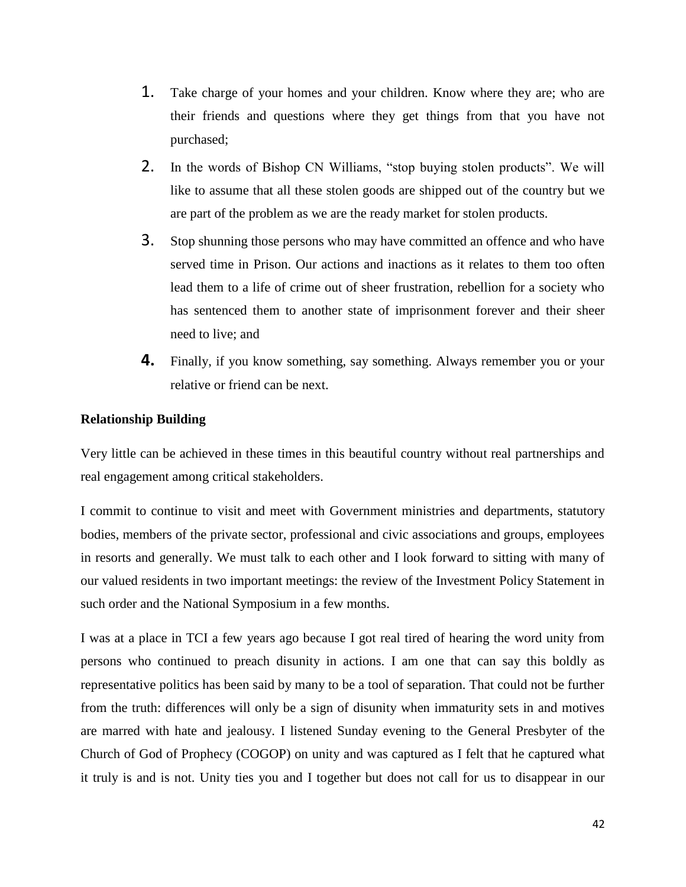1. Take charge of your homes and your children. Know where they are; who are their friends and questions where they get things from that you have not purchased;
2. In the words of Bishop CN Williams, "stop buying stolen products". We will like to assume that all these stolen goods are shipped out of the country but we are part of the problem as we are the ready market for stolen products.
3. Stop shunning those persons who may have committed an offence and who have served time in Prison. Our actions and inactions as it relates to them too often lead them to a life of crime out of sheer frustration, rebellion for a society who has sentenced them to another state of imprisonment forever and their sheer need to live; and
4. Finally, if you know something, say something. Always remember you or your relative or friend can be next.

**Relationship Building**

Very little can be achieved in these times in this beautiful country without real partnerships and real engagement among critical stakeholders.

I commit to continue to visit and meet with Government ministries and departments, statutory bodies, members of the private sector, professional and civic associations and groups, employees in resorts and generally. We must talk to each other and I look forward to sitting with many of our valued residents in two important meetings: the review of the Investment Policy Statement in such order and the National Symposium in a few months.

I was at a place in TCI a few years ago because I got real tired of hearing the word unity from persons who continued to preach disunity in actions. I am one that can say this boldly as representative politics has been said by many to be a tool of separation. That could not be further from the truth: differences will only be a sign of disunity when immaturity sets in and motives are marred with hate and jealousy. I listened Sunday evening to the General Presbyter of the Church of God of Prophecy (COGOP) on unity and was captured as I felt that he captured what it truly is and is not. Unity ties you and I together but does not call for us to disappear in our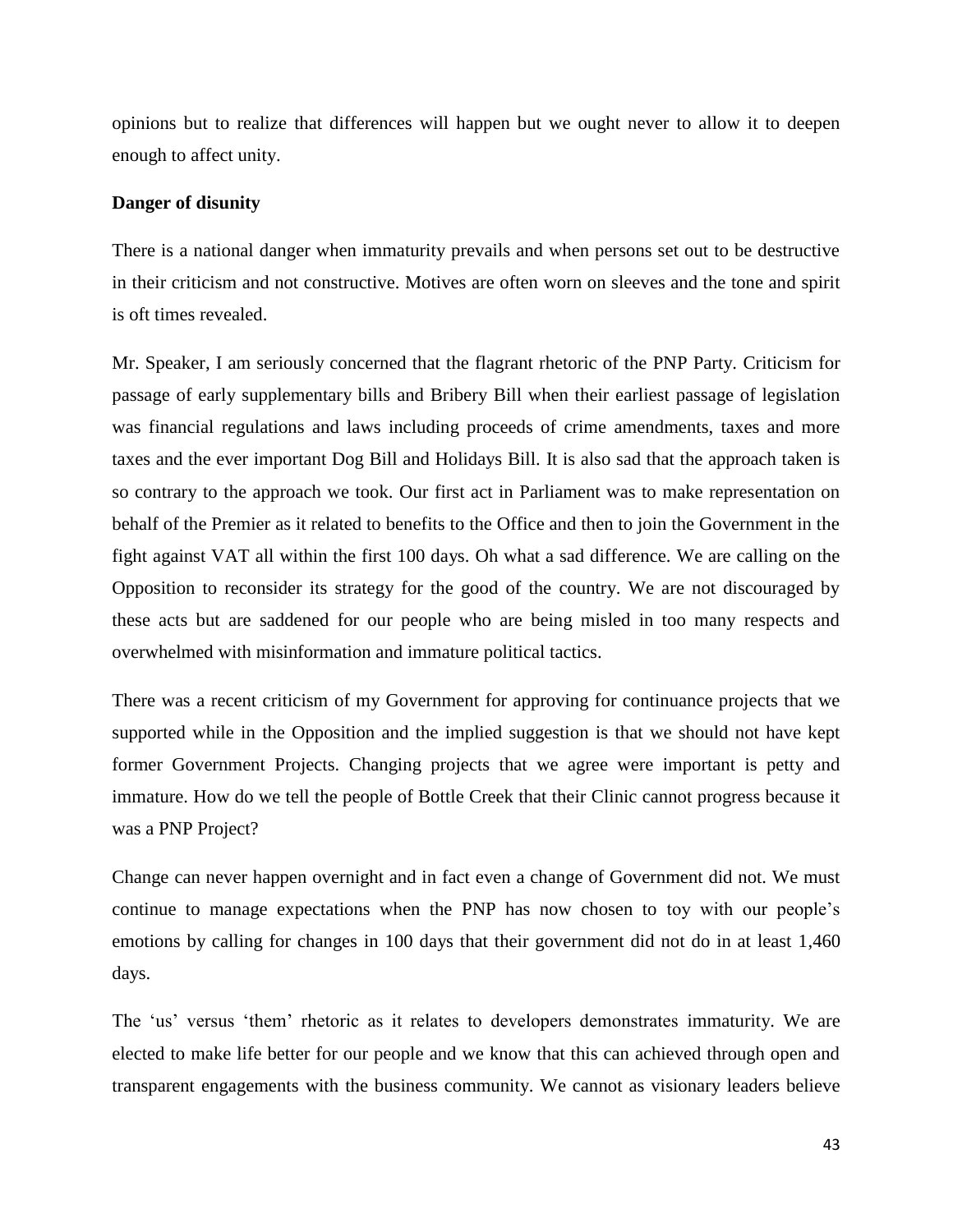opinions but to realize that differences will happen but we ought never to allow it to deepen enough to affect unity.

**Danger of disunity**

There is a national danger when immaturity prevails and when persons set out to be destructive in their criticism and not constructive. Motives are often worn on sleeves and the tone and spirit is oft times revealed.

Mr. Speaker, I am seriously concerned that the flagrant rhetoric of the PNP Party. Criticism for passage of early supplementary bills and Bribery Bill when their earliest passage of legislation was financial regulations and laws including proceeds of crime amendments, taxes and more taxes and the ever important Dog Bill and Holidays Bill. It is also sad that the approach taken is so contrary to the approach we took. Our first act in Parliament was to make representation on behalf of the Premier as it related to benefits to the Office and then to join the Government in the fight against VAT all within the first 100 days. Oh what a sad difference. We are calling on the Opposition to reconsider its strategy for the good of the country. We are not discouraged by these acts but are saddened for our people who are being misled in too many respects and overwhelmed with misinformation and immature political tactics.

There was a recent criticism of my Government for approving for continuance projects that we supported while in the Opposition and the implied suggestion is that we should not have kept former Government Projects. Changing projects that we agree were important is petty and immature. How do we tell the people of Bottle Creek that their Clinic cannot progress because it was a PNP Project?

Change can never happen overnight and in fact even a change of Government did not. We must continue to manage expectations when the PNP has now chosen to toy with our people's emotions by calling for changes in 100 days that their government did not do in at least 1,460 days.

The 'us' versus 'them' rhetoric as it relates to developers demonstrates immaturity. We are elected to make life better for our people and we know that this can achieved through open and transparent engagements with the business community. We cannot as visionary leaders believe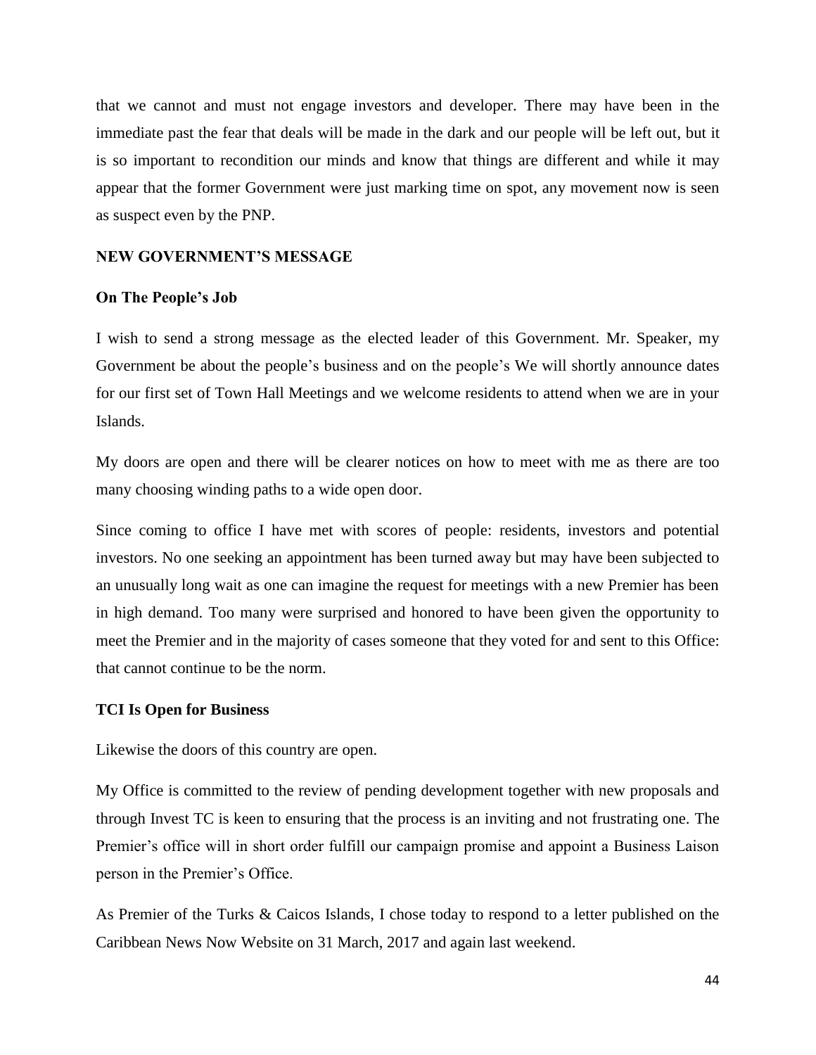that we cannot and must not engage investors and developer. There may have been in the immediate past the fear that deals will be made in the dark and our people will be left out, but it is so important to recondition our minds and know that things are different and while it may appear that the former Government were just marking time on spot, any movement now is seen as suspect even by the PNP.

## NEW GOVERNMENT'S MESSAGE

### On The People's Job

I wish to send a strong message as the elected leader of this Government. Mr. Speaker, my Government be about the people's business and on the people's We will shortly announce dates for our first set of Town Hall Meetings and we welcome residents to attend when we are in your Islands.

My doors are open and there will be clearer notices on how to meet with me as there are too many choosing winding paths to a wide open door.

Since coming to office I have met with scores of people: residents, investors and potential investors. No one seeking an appointment has been turned away but may have been subjected to an unusually long wait as one can imagine the request for meetings with a new Premier has been in high demand. Too many were surprised and honored to have been given the opportunity to meet the Premier and in the majority of cases someone that they voted for and sent to this Office: that cannot continue to be the norm.

### TCI Is Open for Business

Likewise the doors of this country are open.

My Office is committed to the review of pending development together with new proposals and through Invest TC is keen to ensuring that the process is an inviting and not frustrating one. The Premier's office will in short order fulfill our campaign promise and appoint a Business Laison person in the Premier's Office.

As Premier of the Turks & Caicos Islands, I chose today to respond to a letter published on the Caribbean News Now Website on 31 March, 2017 and again last weekend.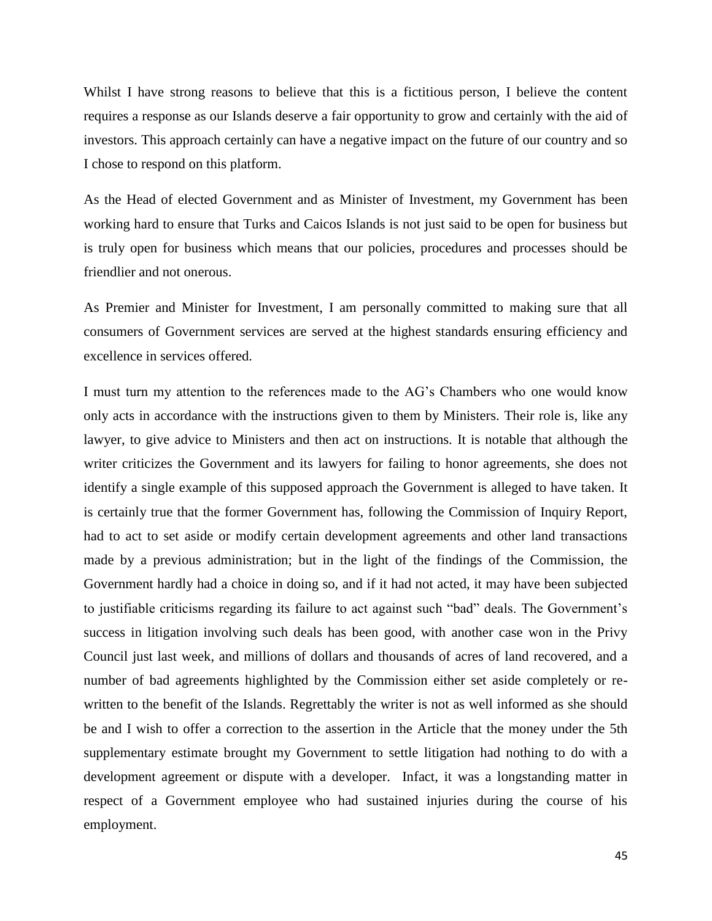Whilst I have strong reasons to believe that this is a fictitious person, I believe the content requires a response as our Islands deserve a fair opportunity to grow and certainly with the aid of investors. This approach certainly can have a negative impact on the future of our country and so I chose to respond on this platform.

As the Head of elected Government and as Minister of Investment, my Government has been working hard to ensure that Turks and Caicos Islands is not just said to be open for business but is truly open for business which means that our policies, procedures and processes should be friendlier and not onerous.

As Premier and Minister for Investment, I am personally committed to making sure that all consumers of Government services are served at the highest standards ensuring efficiency and excellence in services offered.

I must turn my attention to the references made to the AG's Chambers who one would know only acts in accordance with the instructions given to them by Ministers. Their role is, like any lawyer, to give advice to Ministers and then act on instructions. It is notable that although the writer criticizes the Government and its lawyers for failing to honor agreements, she does not identify a single example of this supposed approach the Government is alleged to have taken. It is certainly true that the former Government has, following the Commission of Inquiry Report, had to act to set aside or modify certain development agreements and other land transactions made by a previous administration; but in the light of the findings of the Commission, the Government hardly had a choice in doing so, and if it had not acted, it may have been subjected to justifiable criticisms regarding its failure to act against such "bad" deals. The Government's success in litigation involving such deals has been good, with another case won in the Privy Council just last week, and millions of dollars and thousands of acres of land recovered, and a number of bad agreements highlighted by the Commission either set aside completely or re-written to the benefit of the Islands. Regrettably the writer is not as well informed as she should be and I wish to offer a correction to the assertion in the Article that the money under the 5th supplementary estimate brought my Government to settle litigation had nothing to do with a development agreement or dispute with a developer. Infact, it was a longstanding matter in respect of a Government employee who had sustained injuries during the course of his employment.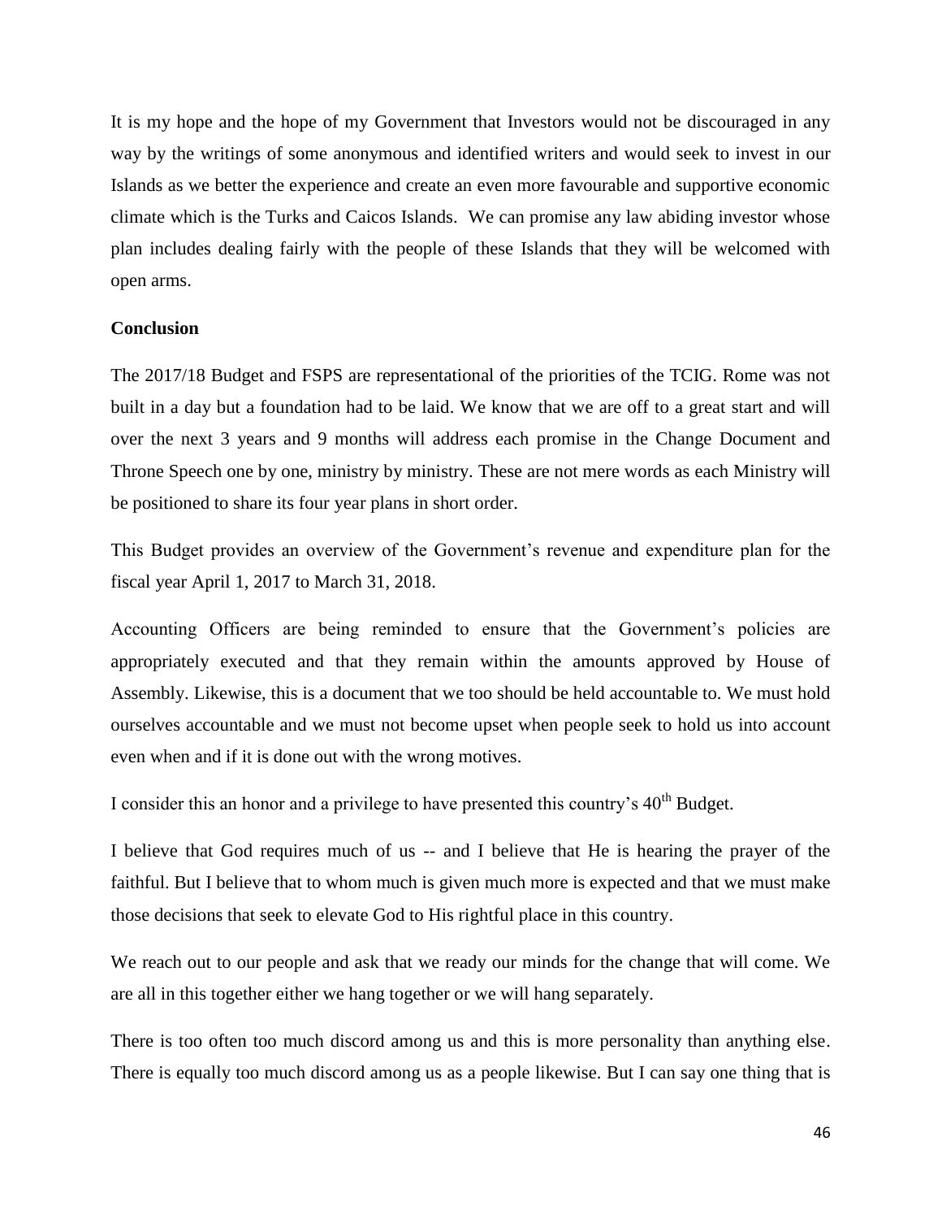It is my hope and the hope of my Government that Investors would not be discouraged in any way by the writings of some anonymous and identified writers and would seek to invest in our Islands as we better the experience and create an even more favourable and supportive economic climate which is the Turks and Caicos Islands. We can promise any law abiding investor whose plan includes dealing fairly with the people of these Islands that they will be welcomed with open arms.

**Conclusion**

The 2017/18 Budget and FSPS are representational of the priorities of the TCIG. Rome was not built in a day but a foundation had to be laid. We know that we are off to a great start and will over the next 3 years and 9 months will address each promise in the Change Document and Throne Speech one by one, ministry by ministry. These are not mere words as each Ministry will be positioned to share its four year plans in short order.

This Budget provides an overview of the Government's revenue and expenditure plan for the fiscal year April 1, 2017 to March 31, 2018.

Accounting Officers are being reminded to ensure that the Government's policies are appropriately executed and that they remain within the amounts approved by House of Assembly. Likewise, this is a document that we too should be held accountable to. We must hold ourselves accountable and we must not become upset when people seek to hold us into account even when and if it is done out with the wrong motives.

I consider this an honor and a privilege to have presented this country's 40th Budget.

I believe that God requires much of us -- and I believe that He is hearing the prayer of the faithful. But I believe that to whom much is given much more is expected and that we must make those decisions that seek to elevate God to His rightful place in this country.

We reach out to our people and ask that we ready our minds for the change that will come. We are all in this together either we hang together or we will hang separately.

There is too often too much discord among us and this is more personality than anything else. There is equally too much discord among us as a people likewise. But I can say one thing that is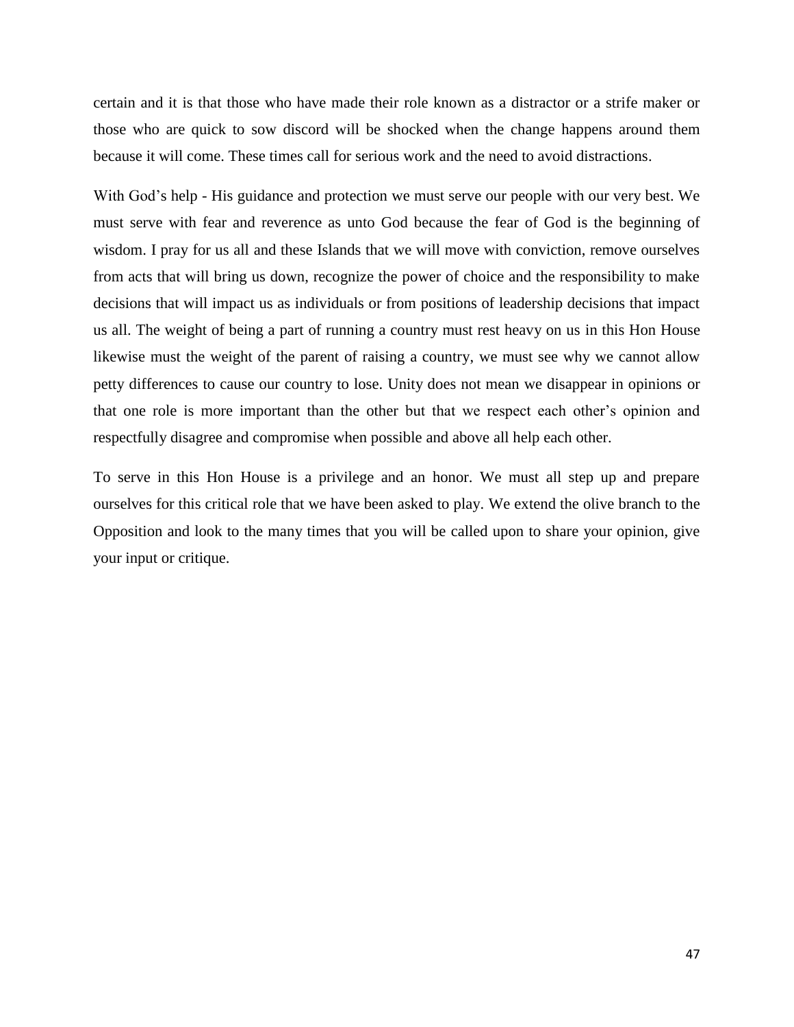certain and it is that those who have made their role known as a distractor or a strife maker or those who are quick to sow discord will be shocked when the change happens around them because it will come. These times call for serious work and the need to avoid distractions.

With God's help - His guidance and protection we must serve our people with our very best. We must serve with fear and reverence as unto God because the fear of God is the beginning of wisdom. I pray for us all and these Islands that we will move with conviction, remove ourselves from acts that will bring us down, recognize the power of choice and the responsibility to make decisions that will impact us as individuals or from positions of leadership decisions that impact us all. The weight of being a part of running a country must rest heavy on us in this Hon House likewise must the weight of the parent of raising a country, we must see why we cannot allow petty differences to cause our country to lose. Unity does not mean we disappear in opinions or that one role is more important than the other but that we respect each other's opinion and respectfully disagree and compromise when possible and above all help each other.

To serve in this Hon House is a privilege and an honor. We must all step up and prepare ourselves for this critical role that we have been asked to play. We extend the olive branch to the Opposition and look to the many times that you will be called upon to share your opinion, give your input or critique.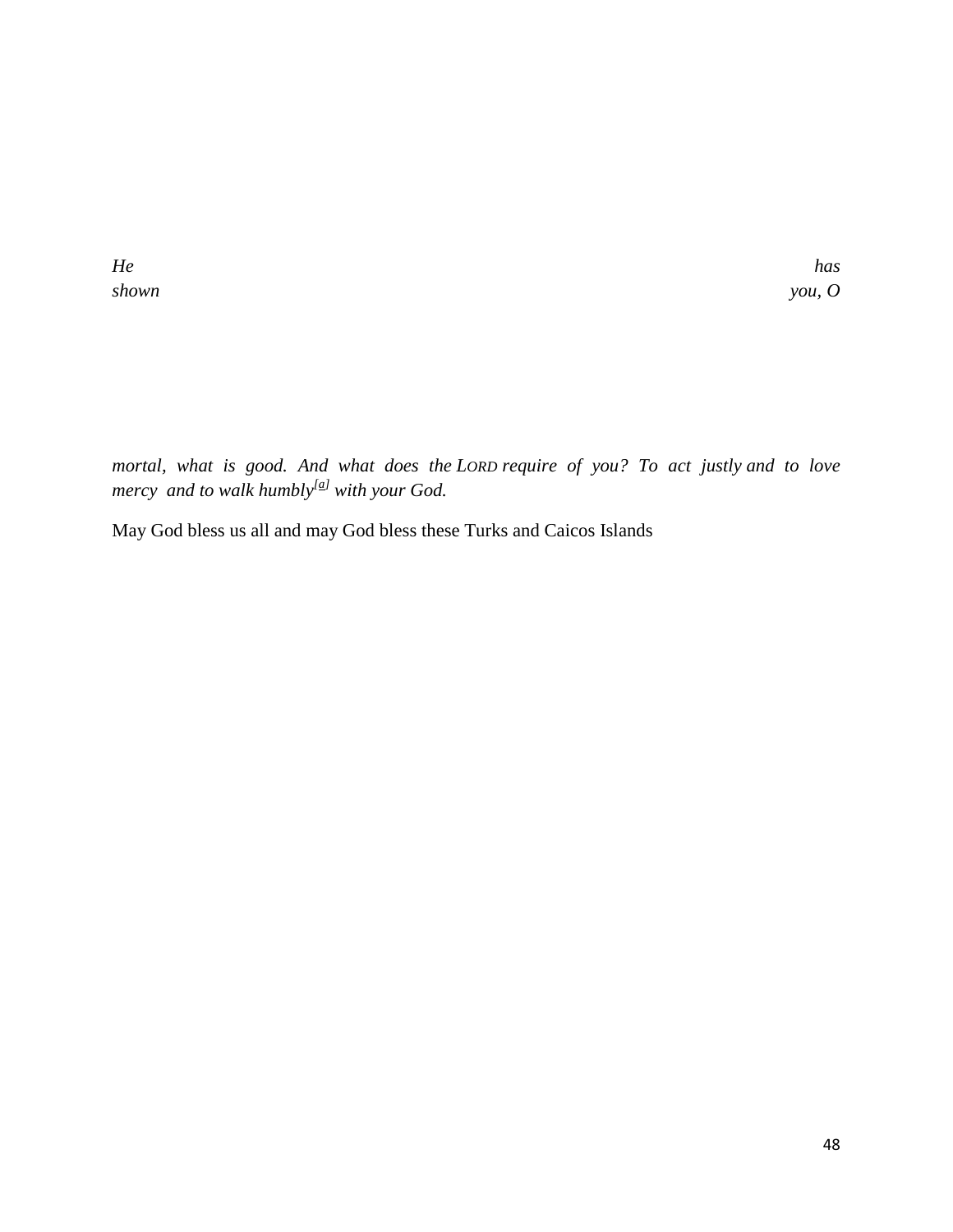*He has shown you, O mortal, what is good. And what does the LORD require of you? To act justly and to love mercy and to walk humbly[a] with your God.*

May God bless us all and may God bless these Turks and Caicos Islands